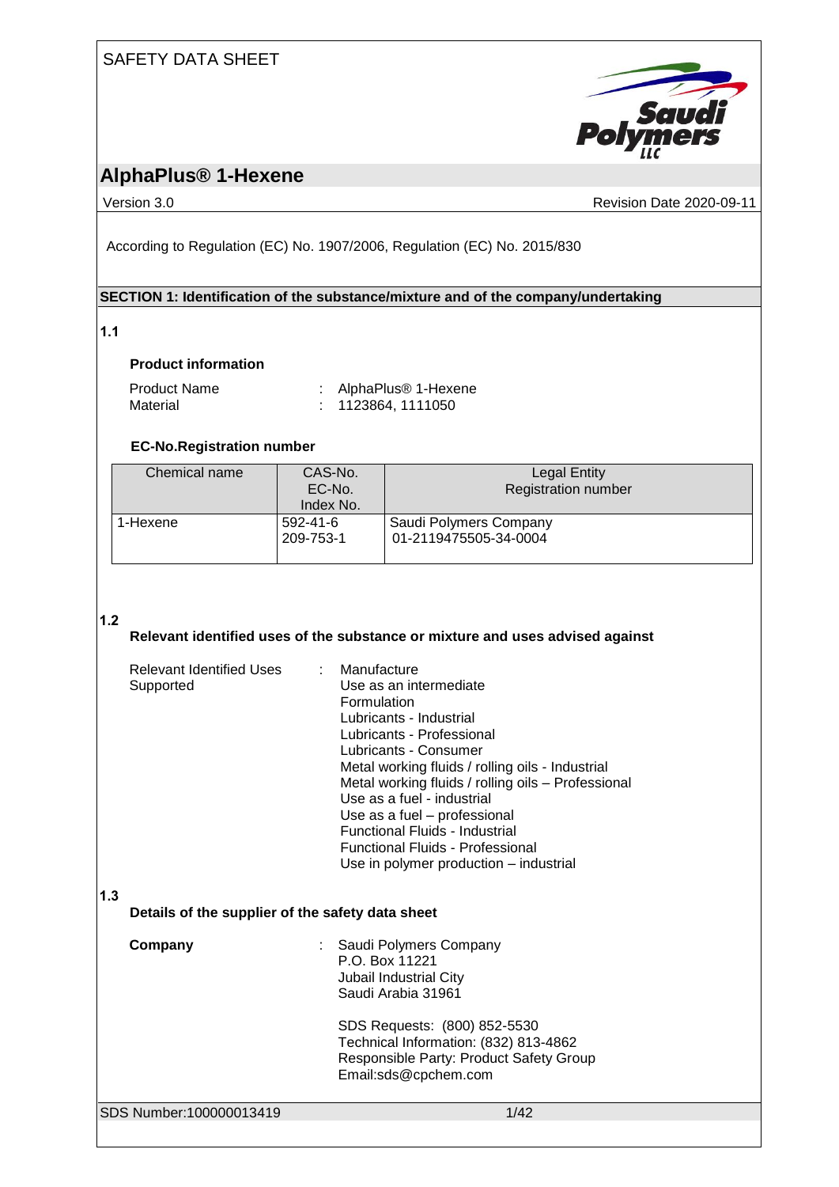SAFETY DATA SHEET

# AlphaPlus® 1-Hexene

Version 3.0 Revision Date 2020-09-11

According to Regulation (EC) No. 1907/2006, Regulation (EC) No. 2015/830

## SECTION 1: Identification of the substance/mixture and of the company/undertaking

### 1.1

**Product information**

Product Name : AlphaPlus® 1-Hexene
Material : 1123864, 1111050

**EC-No.Registration number**

| Chemical name | CAS-No.<br>EC-No.<br>Index No. | Legal Entity<br>Registration number |
|---|---|---|
| 1-Hexene | 592-41-6<br>209-753-1 | Saudi Polymers Company<br>01-2119475505-34-0004 |

### 1.2

**Relevant identified uses of the substance or mixture and uses advised against**

Relevant Identified Uses Supported :
- Manufacture
- Use as an intermediate
- Formulation
- Lubricants - Industrial
- Lubricants - Professional
- Lubricants - Consumer
- Metal working fluids / rolling oils - Industrial
- Metal working fluids / rolling oils – Professional
- Use as a fuel - industrial
- Use as a fuel – professional
- Functional Fluids - Industrial
- Functional Fluids - Professional
- Use in polymer production – industrial

### 1.3

**Details of the supplier of the safety data sheet**

**Company** : Saudi Polymers Company
P.O. Box 11221
Jubail Industrial City
Saudi Arabia 31961

SDS Requests: (800) 852-5530
Technical Information: (832) 813-4862
Responsible Party: Product Safety Group
Email:sds@cpchem.com

SDS Number:100000013419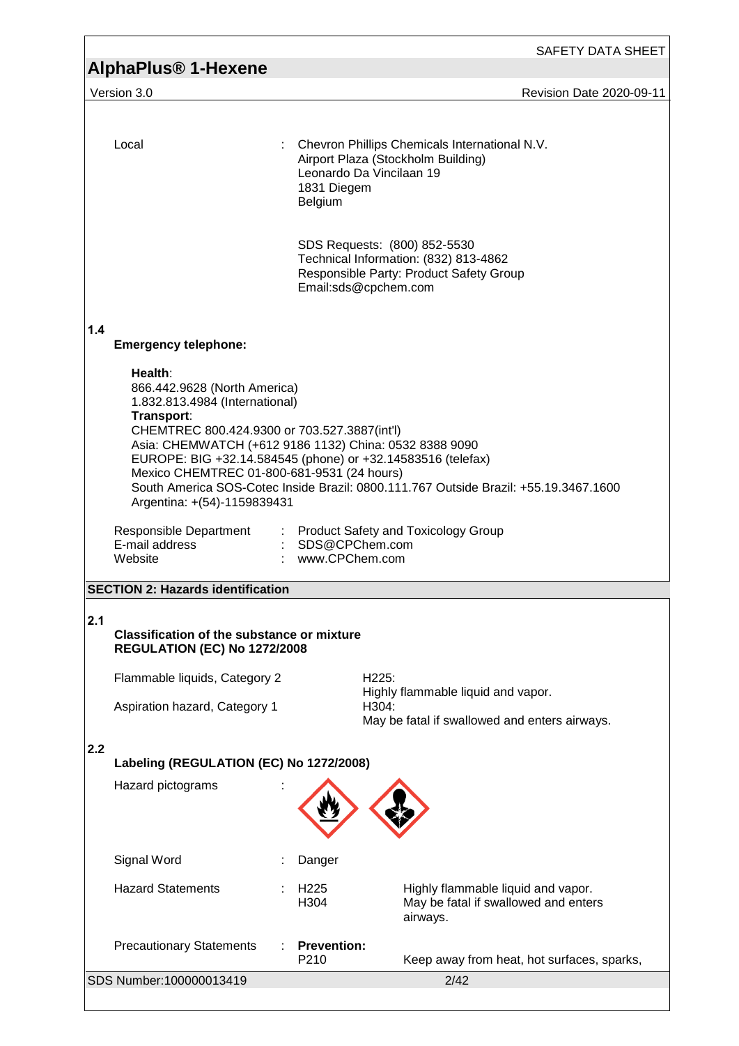Local : Chevron Phillips Chemicals International N.V.
Airport Plaza (Stockholm Building)
Leonardo Da Vincilaan 19
1831 Diegem
Belgium

SDS Requests: (800) 852-5530
Technical Information: (832) 813-4862
Responsible Party: Product Safety Group
Email:sds@cpchem.com

**1.4**

**Emergency telephone:**

**Health**:
866.442.9628 (North America)
1.832.813.4984 (International)
**Transport**:
CHEMTREC 800.424.9300 or 703.527.3887(int'l)
Asia: CHEMWATCH (+612 9186 1132) China: 0532 8388 9090
EUROPE: BIG +32.14.584545 (phone) or +32.14583516 (telefax)
Mexico CHEMTREC 01-800-681-9531 (24 hours)
South America SOS-Cotec Inside Brazil: 0800.111.767 Outside Brazil: +55.19.3467.1600
Argentina: +(54)-1159839431

Responsible Department : Product Safety and Toxicology Group
E-mail address : SDS@CPChem.com
Website : www.CPChem.com

## SECTION 2: Hazards identification

**2.1**

**Classification of the substance or mixture**
**REGULATION (EC) No 1272/2008**

| | |
|---|---|
| Flammable liquids, Category 2 | H225: Highly flammable liquid and vapor. |
| Aspiration hazard, Category 1 | H304: May be fatal if swallowed and enters airways. |

**2.2**

**Labeling (REGULATION (EC) No 1272/2008)**

Hazard pictograms :

Signal Word : Danger

| | | |
|---|---|---|
| Hazard Statements | H225 | Highly flammable liquid and vapor. |
| | H304 | May be fatal if swallowed and enters airways. |

Precautionary Statements : **Prevention:**
P210 Keep away from heat, hot surfaces, sparks,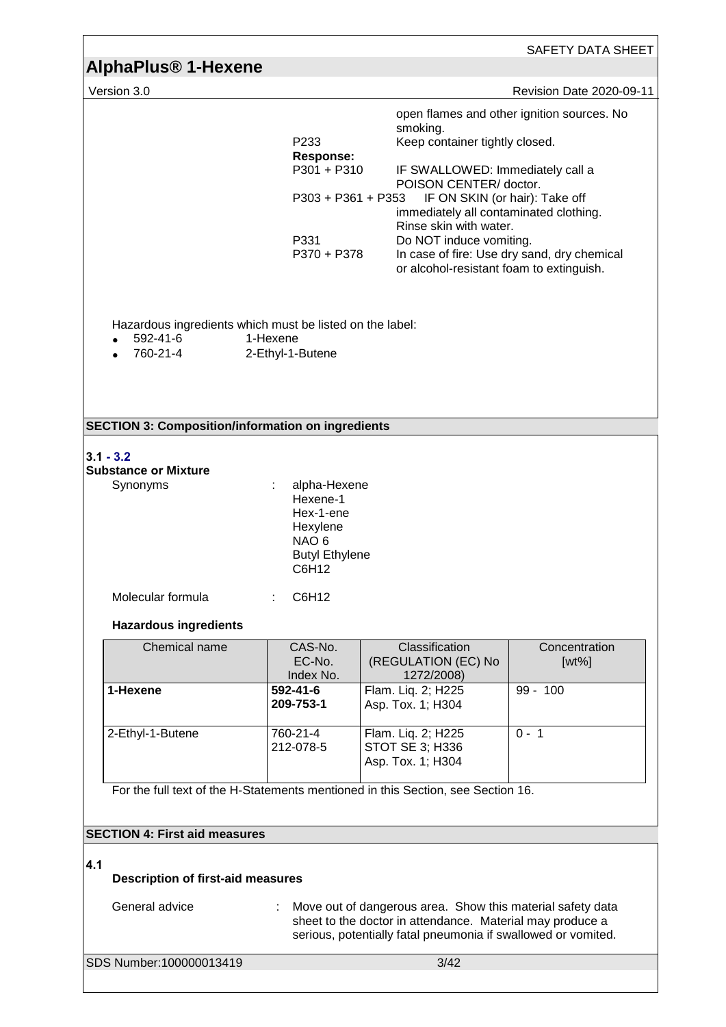open flames and other ignition sources. No smoking.

| | |
|---|---|
| P233 | Keep container tightly closed. |
| **Response:** | |
| P301 + P310 | IF SWALLOWED: Immediately call a POISON CENTER/ doctor. |
| P303 + P361 + P353 | IF ON SKIN (or hair): Take off immediately all contaminated clothing. Rinse skin with water. |
| P331 | Do NOT induce vomiting. |
| P370 + P378 | In case of fire: Use dry sand, dry chemical or alcohol-resistant foam to extinguish. |

Hazardous ingredients which must be listed on the label:

- 592-41-6 1-Hexene
- 760-21-4 2-Ethyl-1-Butene

## SECTION 3: Composition/information on ingredients

**3.1 - 3.2**

**Substance or Mixture**

Synonyms : alpha-Hexene
Hexene-1
Hex-1-ene
Hexylene
NAO 6
Butyl Ethylene
C6H12

Molecular formula : $C_6H_{12}$

**Hazardous ingredients**

| Chemical name | CAS-No.<br>EC-No.<br>Index No. | Classification<br>(REGULATION (EC) No 1272/2008) | Concentration<br>[wt%] |
|---|---|---|---|
| **1-Hexene** | **592-41-6**<br>**209-753-1** | Flam. Liq. 2; H225<br>Asp. Tox. 1; H304 | 99 - 100 |
| 2-Ethyl-1-Butene | 760-21-4<br>212-078-5 | Flam. Liq. 2; H225<br>STOT SE 3; H336<br>Asp. Tox. 1; H304 | 0 - 1 |

For the full text of the H-Statements mentioned in this Section, see Section 16.

## SECTION 4: First aid measures

**4.1**

**Description of first-aid measures**

General advice : Move out of dangerous area. Show this material safety data sheet to the doctor in attendance. Material may produce a serious, potentially fatal pneumonia if swallowed or vomited.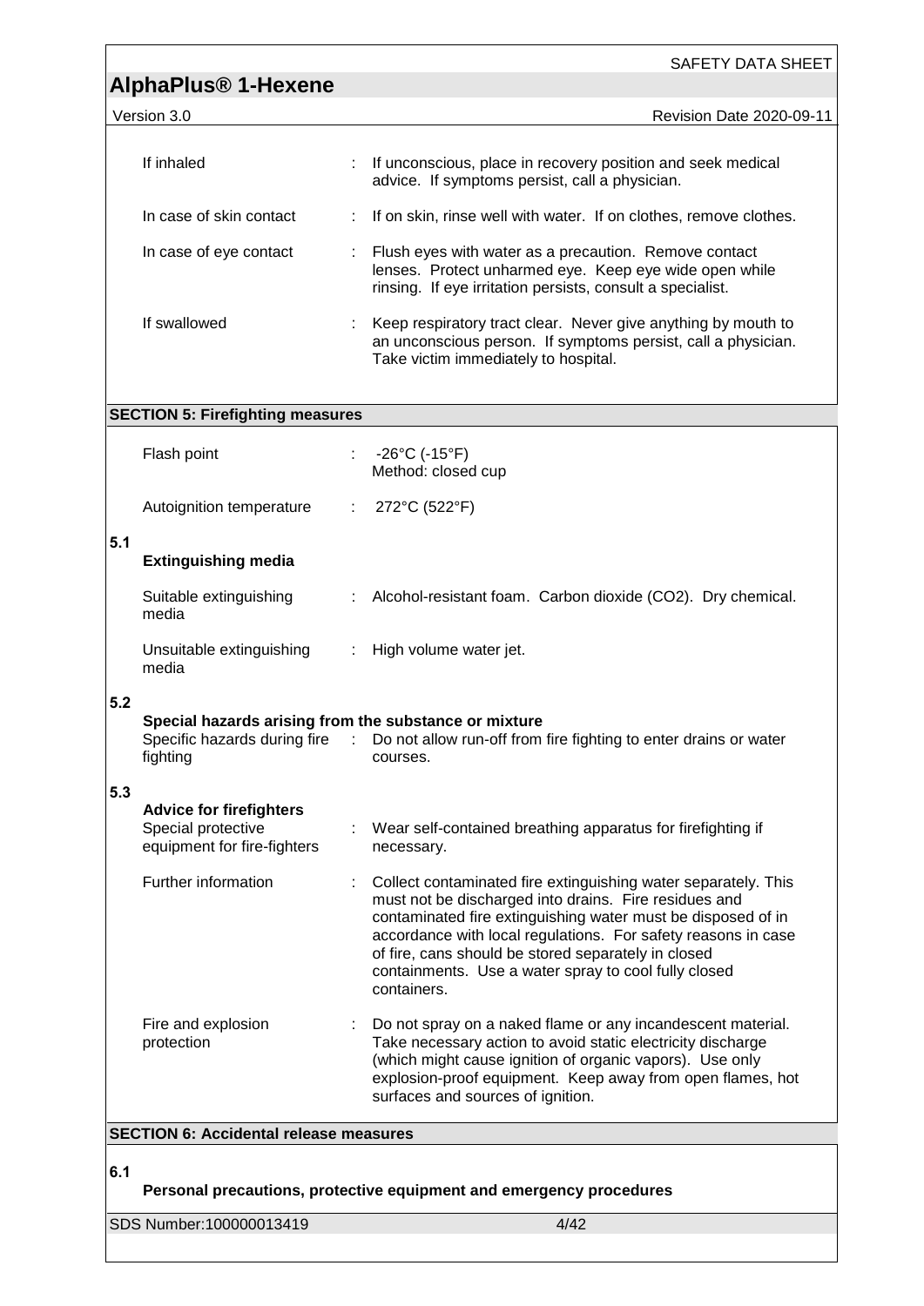| | | |
|---|---|---|
| If inhaled | : | If unconscious, place in recovery position and seek medical advice. If symptoms persist, call a physician. |
| In case of skin contact | : | If on skin, rinse well with water. If on clothes, remove clothes. |
| In case of eye contact | : | Flush eyes with water as a precaution. Remove contact lenses. Protect unharmed eye. Keep eye wide open while rinsing. If eye irritation persists, consult a specialist. |
| If swallowed | : | Keep respiratory tract clear. Never give anything by mouth to an unconscious person. If symptoms persist, call a physician. Take victim immediately to hospital. |

## SECTION 5: Firefighting measures

| | | |
|---|---|---|
| Flash point | : | -26°C (-15°F)<br>Method: closed cup |
| Autoignition temperature | : | 272°C (522°F) |

### 5.1 Extinguishing media

| | | |
|---|---|---|
| Suitable extinguishing media | : | Alcohol-resistant foam. Carbon dioxide ($CO_2$). Dry chemical. |
| Unsuitable extinguishing media | : | High volume water jet. |

### 5.2 Special hazards arising from the substance or mixture

| | | |
|---|---|---|
| Specific hazards during fire fighting | : | Do not allow run-off from fire fighting to enter drains or water courses. |

### 5.3 Advice for firefighters

| | | |
|---|---|---|
| Special protective equipment for fire-fighters | : | Wear self-contained breathing apparatus for firefighting if necessary. |
| Further information | : | Collect contaminated fire extinguishing water separately. This must not be discharged into drains. Fire residues and contaminated fire extinguishing water must be disposed of in accordance with local regulations. For safety reasons in case of fire, cans should be stored separately in closed containments. Use a water spray to cool fully closed containers. |
| Fire and explosion protection | : | Do not spray on a naked flame or any incandescent material. Take necessary action to avoid static electricity discharge (which might cause ignition of organic vapors). Use only explosion-proof equipment. Keep away from open flames, hot surfaces and sources of ignition. |

## SECTION 6: Accidental release measures

### 6.1 Personal precautions, protective equipment and emergency procedures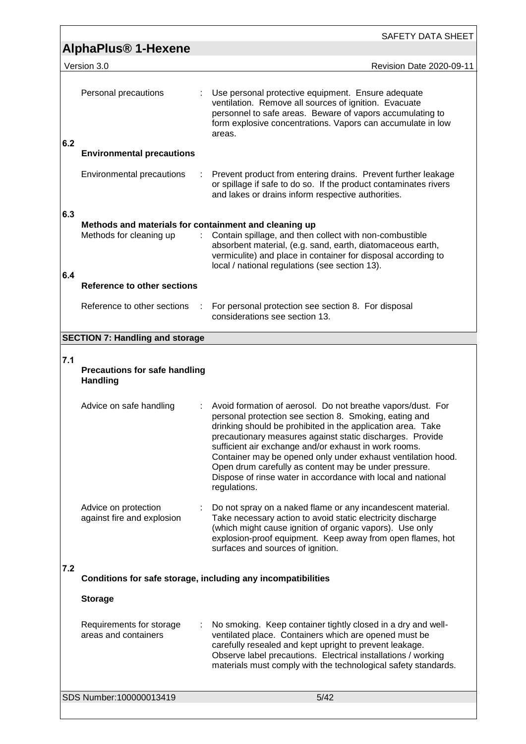Personal precautions : Use personal protective equipment. Ensure adequate ventilation. Remove all sources of ignition. Evacuate personnel to safe areas. Beware of vapors accumulating to form explosive concentrations. Vapors can accumulate in low areas.

### 6.2 Environmental precautions

Environmental precautions : Prevent product from entering drains. Prevent further leakage or spillage if safe to do so. If the product contaminates rivers and lakes or drains inform respective authorities.

### 6.3 Methods and materials for containment and cleaning up

Methods for cleaning up : Contain spillage, and then collect with non-combustible absorbent material, (e.g. sand, earth, diatomaceous earth, vermiculite) and place in container for disposal according to local / national regulations (see section 13).

### 6.4 Reference to other sections

Reference to other sections : For personal protection see section 8. For disposal considerations see section 13.

## SECTION 7: Handling and storage

### 7.1 Precautions for safe handling

**Handling**

Advice on safe handling : Avoid formation of aerosol. Do not breathe vapors/dust. For personal protection see section 8. Smoking, eating and drinking should be prohibited in the application area. Take precautionary measures against static discharges. Provide sufficient air exchange and/or exhaust in work rooms. Container may be opened only under exhaust ventilation hood. Open drum carefully as content may be under pressure. Dispose of rinse water in accordance with local and national regulations.

Advice on protection against fire and explosion : Do not spray on a naked flame or any incandescent material. Take necessary action to avoid static electricity discharge (which might cause ignition of organic vapors). Use only explosion-proof equipment. Keep away from open flames, hot surfaces and sources of ignition.

### 7.2 Conditions for safe storage, including any incompatibilities

**Storage**

Requirements for storage areas and containers : No smoking. Keep container tightly closed in a dry and well-ventilated place. Containers which are opened must be carefully resealed and kept upright to prevent leakage. Observe label precautions. Electrical installations / working materials must comply with the technological safety standards.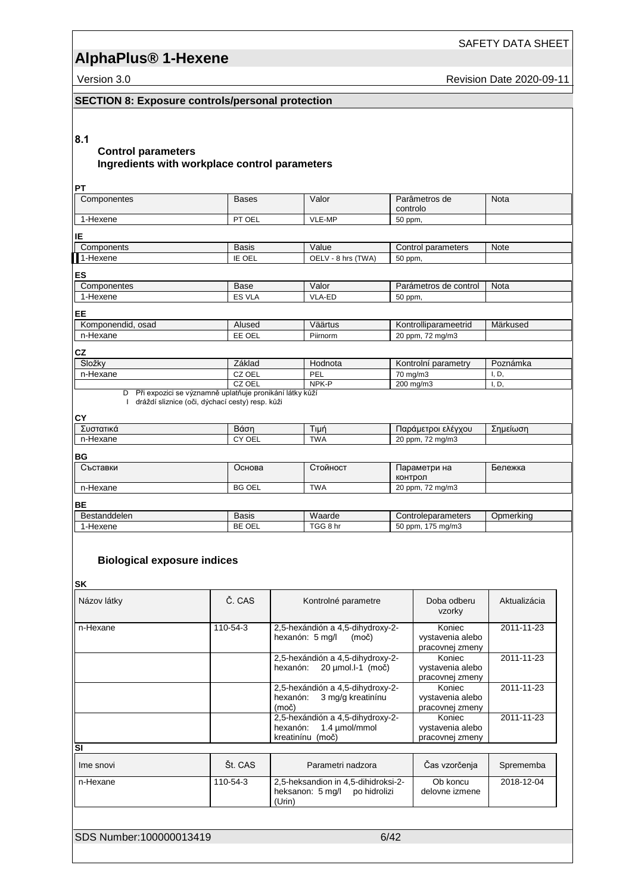## SECTION 8: Exposure controls/personal protection

**8.1**

**Control parameters**

**Ingredients with workplace control parameters**

**PT**

| Componentes | Bases | Valor | Parâmetros de controlo | Nota |
|---|---|---|---|---|
| 1-Hexene | PT OEL | VLE-MP | 50 ppm, | |

**IE**

| Components | Basis | Value | Control parameters | Note |
|---|---|---|---|---|
| 1-Hexene | IE OEL | OELV - 8 hrs (TWA) | 50 ppm, | |

**ES**

| Componentes | Base | Valor | Parámetros de control | Nota |
|---|---|---|---|---|
| 1-Hexene | ES VLA | VLA-ED | 50 ppm, | |

**EE**

| Komponendid, osad | Alused | Väärtus | Kontrolliparameetrid | Märkused |
|---|---|---|---|---|
| n-Hexane | EE OEL | Piirnorm | 20 ppm, 72 mg/m3 | |

**CZ**

| Složky | Základ | Hodnota | Kontrolní parametry | Poznámka |
|---|---|---|---|---|
| n-Hexane | CZ OEL | PEL | 70 mg/m3 | I, D, |
| | CZ OEL | NPK-P | 200 mg/m3 | I, D, |

D Při expozici se významně uplatňuje pronikání látky kůží
I dráždí sliznice (oči, dýchací cesty) resp. kůži

**CY**

| Συστατικά | Βάση | Τιμή | Παράμετροι ελέγχου | Σημείωση |
|---|---|---|---|---|
| n-Hexane | CY OEL | TWA | 20 ppm, 72 mg/m3 | |

**BG**

| Съставки | Основа | Стойност | Параметри на контрол | Бележка |
|---|---|---|---|---|
| n-Hexane | BG OEL | TWA | 20 ppm, 72 mg/m3 | |

**BE**

| Bestanddelen | Basis | Waarde | Controleparameters | Opmerking |
|---|---|---|---|---|
| 1-Hexene | BE OEL | TGG 8 hr | 50 ppm, 175 mg/m3 | |

**Biological exposure indices**

**SK**

| Názov látky | Č. CAS | Kontrolné parametre | Doba odberu vzorky | Aktualizácia |
|---|---|---|---|---|
| n-Hexane | 110-54-3 | 2,5-hexándión a 4,5-dihydroxy-2-hexanón: 5 mg/l (moč) | Koniec vystavenia alebo pracovnej zmeny | 2011-11-23 |
| | | 2,5-hexándión a 4,5-dihydroxy-2-hexanón: 20 µmol.l-1 (moč) | Koniec vystavenia alebo pracovnej zmeny | 2011-11-23 |
| | | 2,5-hexándión a 4,5-dihydroxy-2-hexanón: 3 mg/g kreatinínu (moč) | Koniec vystavenia alebo pracovnej zmeny | 2011-11-23 |
| | | 2,5-hexándión a 4,5-dihydroxy-2-hexanón: 1.4 µmol/mmol kreatinínu (moč) | Koniec vystavenia alebo pracovnej zmeny | 2011-11-23 |

**SI**

| Ime snovi | Št. CAS | Parametri nadzora | Čas vzorčenja | Sprememba |
|---|---|---|---|---|
| n-Hexane | 110-54-3 | 2,5-heksandion in 4,5-dihidroksi-2-heksanon: 5 mg/l po hidrolizi (Urin) | Ob koncu delovne izmene | 2018-12-04 |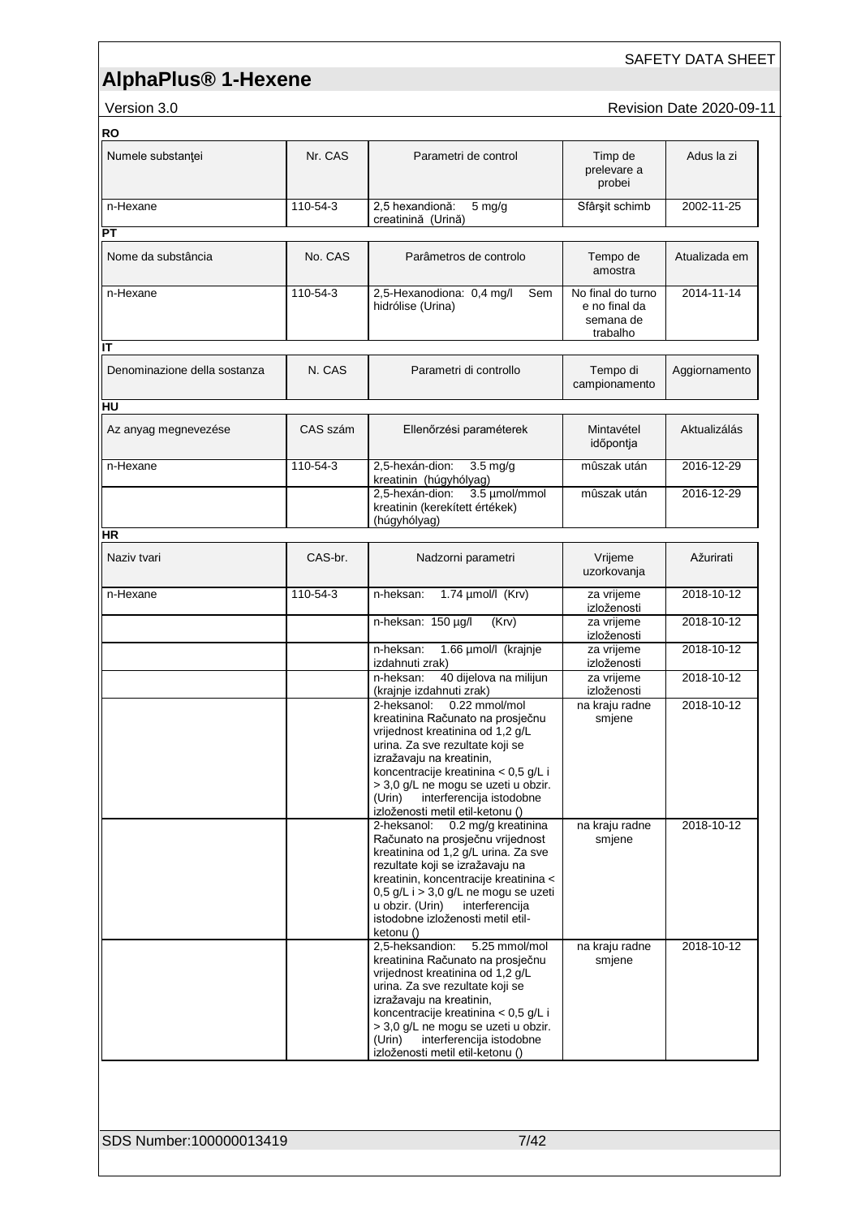**RO**

| Numele substanţei | Nr. CAS | Parametri de control | Timp de prelevare a probei | Adus la zi |
|---|---|---|---|---|
| n-Hexane | 110-54-3 | 2,5 hexandionă: 5 mg/g creatinină (Urină) | Sfârşit schimb | 2002-11-25 |

**PT**

| Nome da substância | No. CAS | Parâmetros de controlo | Tempo de amostra | Atualizada em |
|---|---|---|---|---|
| n-Hexane | 110-54-3 | 2,5-Hexanodiona: 0,4 mg/l Sem hidrólise (Urina) | No final do turno e no final da semana de trabalho | 2014-11-14 |

**IT**

| Denominazione della sostanza | N. CAS | Parametri di controllo | Tempo di campionamento | Aggiornamento |
|---|---|---|---|---|

**HU**

| Az anyag megnevezése | CAS szám | Ellenőrzési paraméterek | Mintavétel időpontja | Aktualizálás |
|---|---|---|---|---|
| n-Hexane | 110-54-3 | 2,5-hexán-dion: 3.5 mg/g kreatinin (húgyhólyag) | műszak után | 2016-12-29 |
| | | 2,5-hexán-dion: 3.5 µmol/mmol kreatinin (kerekített értékek) (húgyhólyag) | műszak után | 2016-12-29 |

**HR**

| Naziv tvari | CAS-br. | Nadzorni parametri | Vrijeme uzorkovanja | Ažurirati |
|---|---|---|---|---|
| n-Hexane | 110-54-3 | n-heksan: 1.74 µmol/l (Krv) | za vrijeme izloženosti | 2018-10-12 |
| | | n-heksan: 150 µg/l (Krv) | za vrijeme izloženosti | 2018-10-12 |
| | | n-heksan: 1.66 µmol/l (krajnje izdahnuti zrak) | za vrijeme izloženosti | 2018-10-12 |
| | | n-heksan: 40 dijelova na milijun (krajnje izdahnuti zrak) | za vrijeme izloženosti | 2018-10-12 |
| | | 2-heksanol: 0.22 mmol/mol kreatinina Računato na prosječnu vrijednost kreatinina od 1,2 g/L urina. Za sve rezultate koji se izražavaju na kreatinin, koncentracije kreatinina < 0,5 g/L i > 3,0 g/L ne mogu se uzeti u obzir. (Urin) interferencija istodobne izloženosti metil etil-ketonu () | na kraju radne smjene | 2018-10-12 |
| | | 2-heksanol: 0.2 mg/g kreatinina Računato na prosječnu vrijednost kreatinina od 1,2 g/L urina. Za sve rezultate koji se izražavaju na kreatinin, koncentracije kreatinina < 0,5 g/L i > 3,0 g/L ne mogu se uzeti u obzir. (Urin) interferencija istodobne izloženosti metil etil-ketonu () | na kraju radne smjene | 2018-10-12 |
| | | 2,5-heksandion: 5.25 mmol/mol kreatinina Računato na prosječnu vrijednost kreatinina od 1,2 g/L urina. Za sve rezultate koji se izražavaju na kreatinin, koncentracije kreatinina < 0,5 g/L i > 3,0 g/L ne mogu se uzeti u obzir. (Urin) interferencija istodobne izloženosti metil etil-ketonu () | na kraju radne smjene | 2018-10-12 |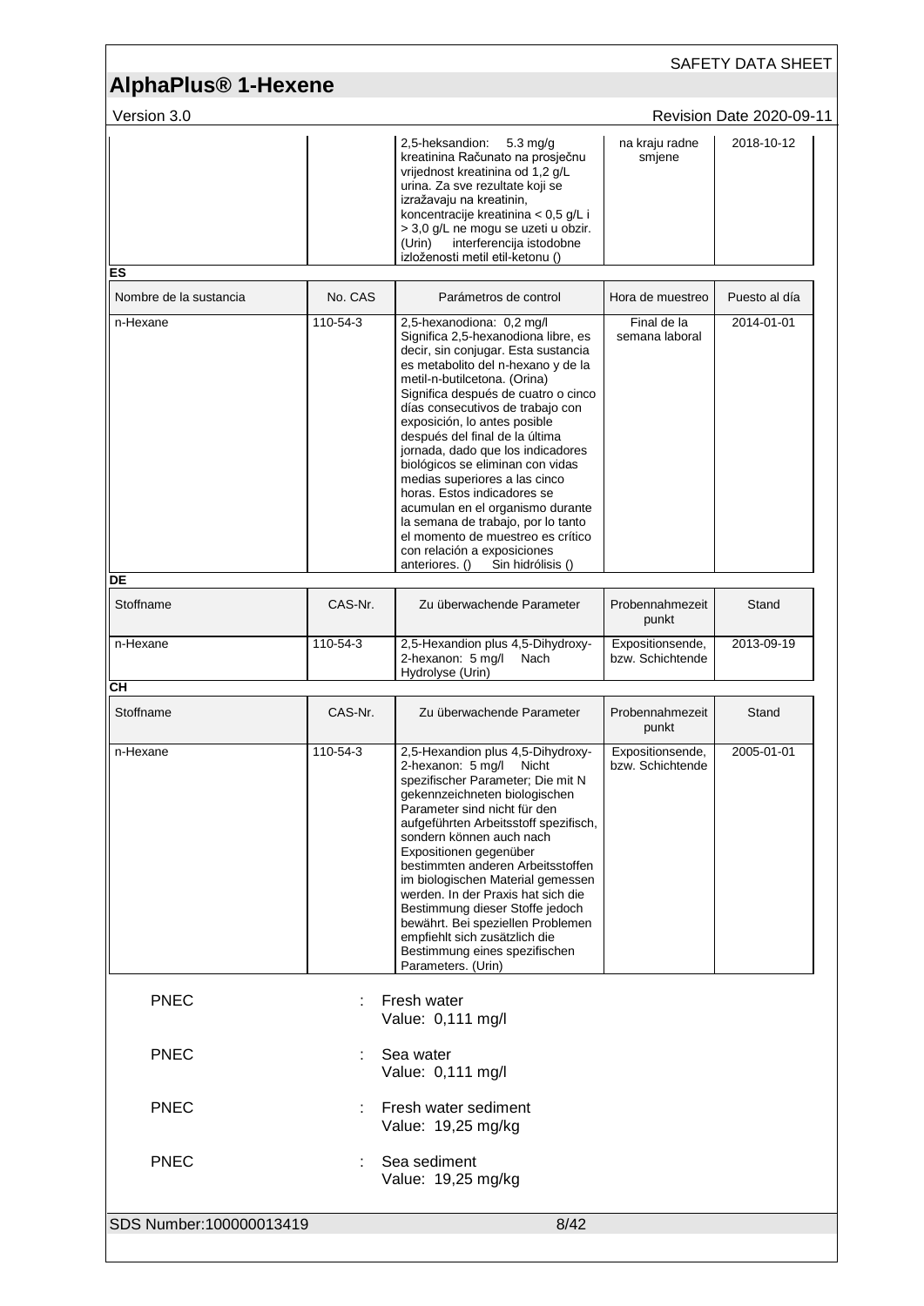| | | 2,5-heksandion: 5.3 mg/g kreatinina Računato na prosječnu vrijednost kreatinina od 1,2 g/L urina. Za sve rezultate koji se izražavaju na kreatinin, koncentracije kreatinina < 0,5 g/L i > 3,0 g/L ne mogu se uzeti u obzir. (Urin) interferencija istodobne izloženosti metil etil-ketonu () | na kraju radne smjene | 2018-10-12 |
|---|---|---|---|---|

**ES**

| Nombre de la sustancia | No. CAS | Parámetros de control | Hora de muestreo | Puesto al día |
|---|---|---|---|---|
| n-Hexane | 110-54-3 | 2,5-hexanodiona: 0,2 mg/l Significa 2,5-hexanodiona libre, es decir, sin conjugar. Esta sustancia es metabolito del n-hexano y de la metil-n-butilcetona. (Orina) Significa después de cuatro o cinco días consecutivos de trabajo con exposición, lo antes posible después del final de la última jornada, dado que los indicadores biológicos se eliminan con vidas medias superiores a las cinco horas. Estos indicadores se acumulan en el organismo durante la semana de trabajo, por lo tanto el momento de muestreo es crítico con relación a exposiciones anteriores. () Sin hidrólisis () | Final de la semana laboral | 2014-01-01 |

**DE**

| Stoffname | CAS-Nr. | Zu überwachende Parameter | Probennahmezeit punkt | Stand |
|---|---|---|---|---|
| n-Hexane | 110-54-3 | 2,5-Hexandion plus 4,5-Dihydroxy-2-hexanon: 5 mg/l Nach Hydrolyse (Urin) | Expositionsende, bzw. Schichtende | 2013-09-19 |

**CH**

| Stoffname | CAS-Nr. | Zu überwachende Parameter | Probennahmezeit punkt | Stand |
|---|---|---|---|---|
| n-Hexane | 110-54-3 | 2,5-Hexandion plus 4,5-Dihydroxy-2-hexanon: 5 mg/l Nicht spezifischer Parameter; Die mit N gekennzeichneten biologischen Parameter sind nicht für den aufgeführten Arbeitsstoff spezifisch, sondern können auch nach Expositionen gegenüber bestimmten anderen Arbeitsstoffen im biologischen Material gemessen werden. In der Praxis hat sich die Bestimmung dieser Stoffe jedoch bewährt. Bei speziellen Problemen empfiehlt sich zusätzlich die Bestimmung eines spezifischen Parameters. (Urin) | Expositionsende, bzw. Schichtende | 2005-01-01 |

PNEC : Fresh water
Value: 0,111 mg/l

PNEC : Sea water
Value: 0,111 mg/l

PNEC : Fresh water sediment
Value: 19,25 mg/kg

PNEC : Sea sediment
Value: 19,25 mg/kg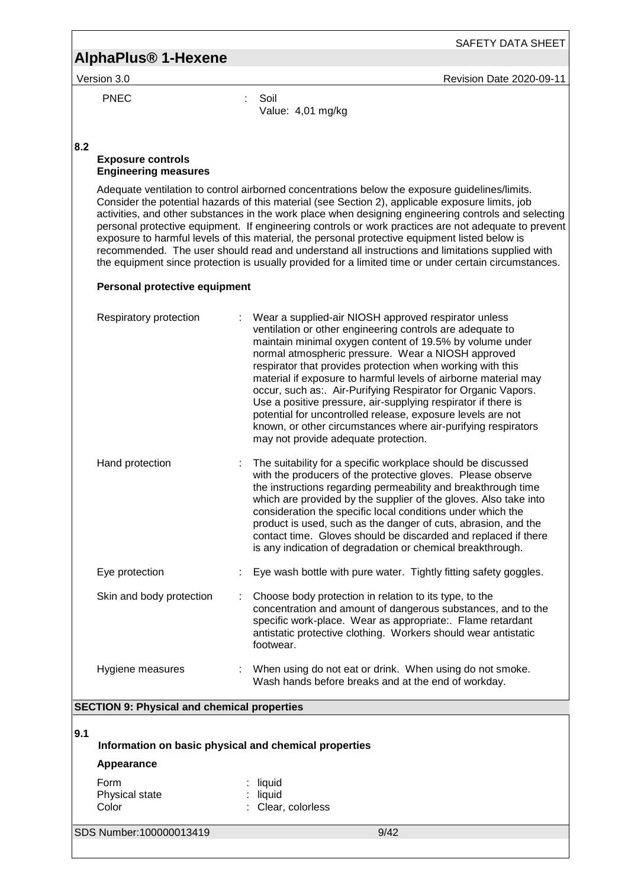PNEC : Soil
Value: 4,01 mg/kg

**8.2**

**Exposure controls**
**Engineering measures**

Adequate ventilation to control airborned concentrations below the exposure guidelines/limits. Consider the potential hazards of this material (see Section 2), applicable exposure limits, job activities, and other substances in the work place when designing engineering controls and selecting personal protective equipment. If engineering controls or work practices are not adequate to prevent exposure to harmful levels of this material, the personal protective equipment listed below is recommended. The user should read and understand all instructions and limitations supplied with the equipment since protection is usually provided for a limited time or under certain circumstances.

**Personal protective equipment**

| | |
|---|---|
| Respiratory protection | : Wear a supplied-air NIOSH approved respirator unless ventilation or other engineering controls are adequate to maintain minimal oxygen content of 19.5% by volume under normal atmospheric pressure. Wear a NIOSH approved respirator that provides protection when working with this material if exposure to harmful levels of airborne material may occur, such as:. Air-Purifying Respirator for Organic Vapors. Use a positive pressure, air-supplying respirator if there is potential for uncontrolled release, exposure levels are not known, or other circumstances where air-purifying respirators may not provide adequate protection. |
| Hand protection | : The suitability for a specific workplace should be discussed with the producers of the protective gloves. Please observe the instructions regarding permeability and breakthrough time which are provided by the supplier of the gloves. Also take into consideration the specific local conditions under which the product is used, such as the danger of cuts, abrasion, and the contact time. Gloves should be discarded and replaced if there is any indication of degradation or chemical breakthrough. |
| Eye protection | : Eye wash bottle with pure water. Tightly fitting safety goggles. |
| Skin and body protection | : Choose body protection in relation to its type, to the concentration and amount of dangerous substances, and to the specific work-place. Wear as appropriate:. Flame retardant antistatic protective clothing. Workers should wear antistatic footwear. |
| Hygiene measures | : When using do not eat or drink. When using do not smoke. Wash hands before breaks and at the end of workday. |

## SECTION 9: Physical and chemical properties

**9.1**

**Information on basic physical and chemical properties**

**Appearance**

| | |
|---|---|
| Form | : liquid |
| Physical state | : liquid |
| Color | : Clear, colorless |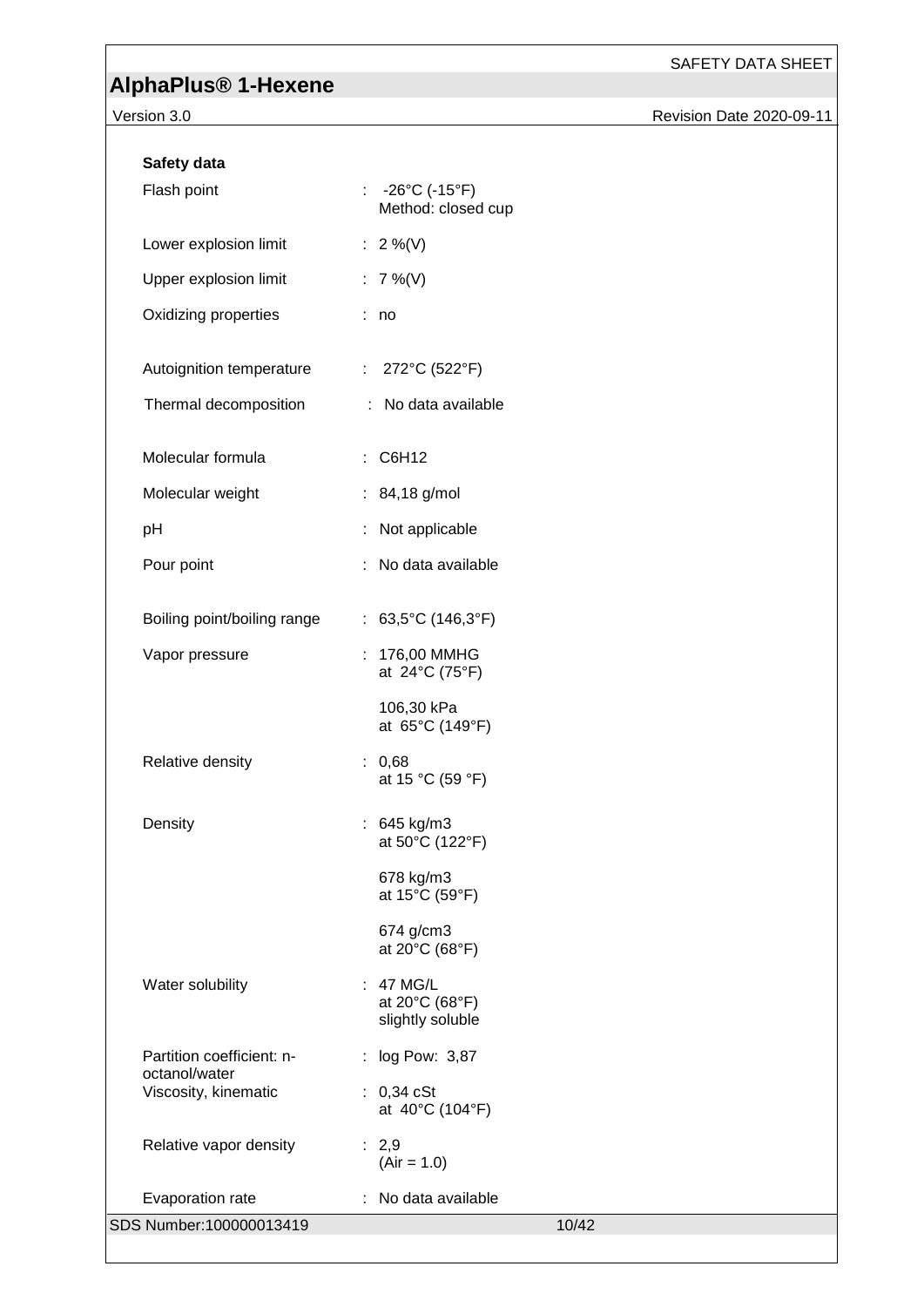**Safety data**

| | |
|---|---|
| Flash point | : -26°C (-15°F)<br>Method: closed cup |
| Lower explosion limit | : 2 %(V) |
| Upper explosion limit | : 7 %(V) |
| Oxidizing properties | : no |
| Autoignition temperature | : 272°C (522°F) |
| Thermal decomposition | : No data available |
| Molecular formula | : $C_6H_{12}$ |
| Molecular weight | : 84,18 g/mol |
| pH | : Not applicable |
| Pour point | : No data available |
| Boiling point/boiling range | : 63,5°C (146,3°F) |
| Vapor pressure | : 176,00 MMHG<br>at 24°C (75°F)<br><br>106,30 kPa<br>at 65°C (149°F) |
| Relative density | : 0,68<br>at 15 °C (59 °F) |
| Density | : 645 kg/m3<br>at 50°C (122°F)<br><br>678 kg/m3<br>at 15°C (59°F)<br><br>674 g/cm3<br>at 20°C (68°F) |
| Water solubility | : 47 MG/L<br>at 20°C (68°F)<br>slightly soluble |
| Partition coefficient: n-octanol/water | : log Pow: 3,87 |
| Viscosity, kinematic | : 0,34 cSt<br>at 40°C (104°F) |
| Relative vapor density | : 2,9<br>(Air = 1.0) |
| Evaporation rate | : No data available |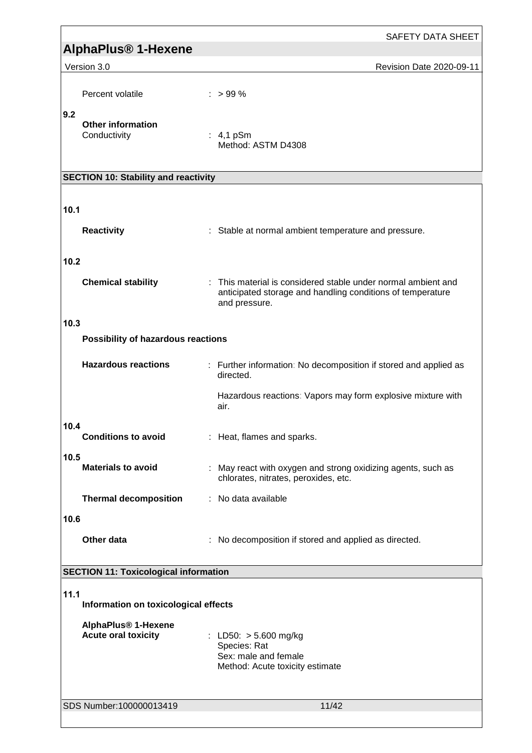Percent volatile : > 99 %

**9.2**

**Other information**

Conductivity : 4,1 pSm
Method: ASTM D4308

## SECTION 10: Stability and reactivity

**10.1**

**Reactivity** : Stable at normal ambient temperature and pressure.

**10.2**

**Chemical stability** : This material is considered stable under normal ambient and anticipated storage and handling conditions of temperature and pressure.

**10.3**

**Possibility of hazardous reactions**

**Hazardous reactions** : Further information: No decomposition if stored and applied as directed.

Hazardous reactions: Vapors may form explosive mixture with air.

**10.4**

**Conditions to avoid** : Heat, flames and sparks.

**10.5**

**Materials to avoid** : May react with oxygen and strong oxidizing agents, such as chlorates, nitrates, peroxides, etc.

**Thermal decomposition** : No data available

**10.6**

**Other data** : No decomposition if stored and applied as directed.

## SECTION 11: Toxicological information

**11.1**

**Information on toxicological effects**

**AlphaPlus® 1-Hexene**

**Acute oral toxicity** : LD50: > 5.600 mg/kg
Species: Rat
Sex: male and female
Method: Acute toxicity estimate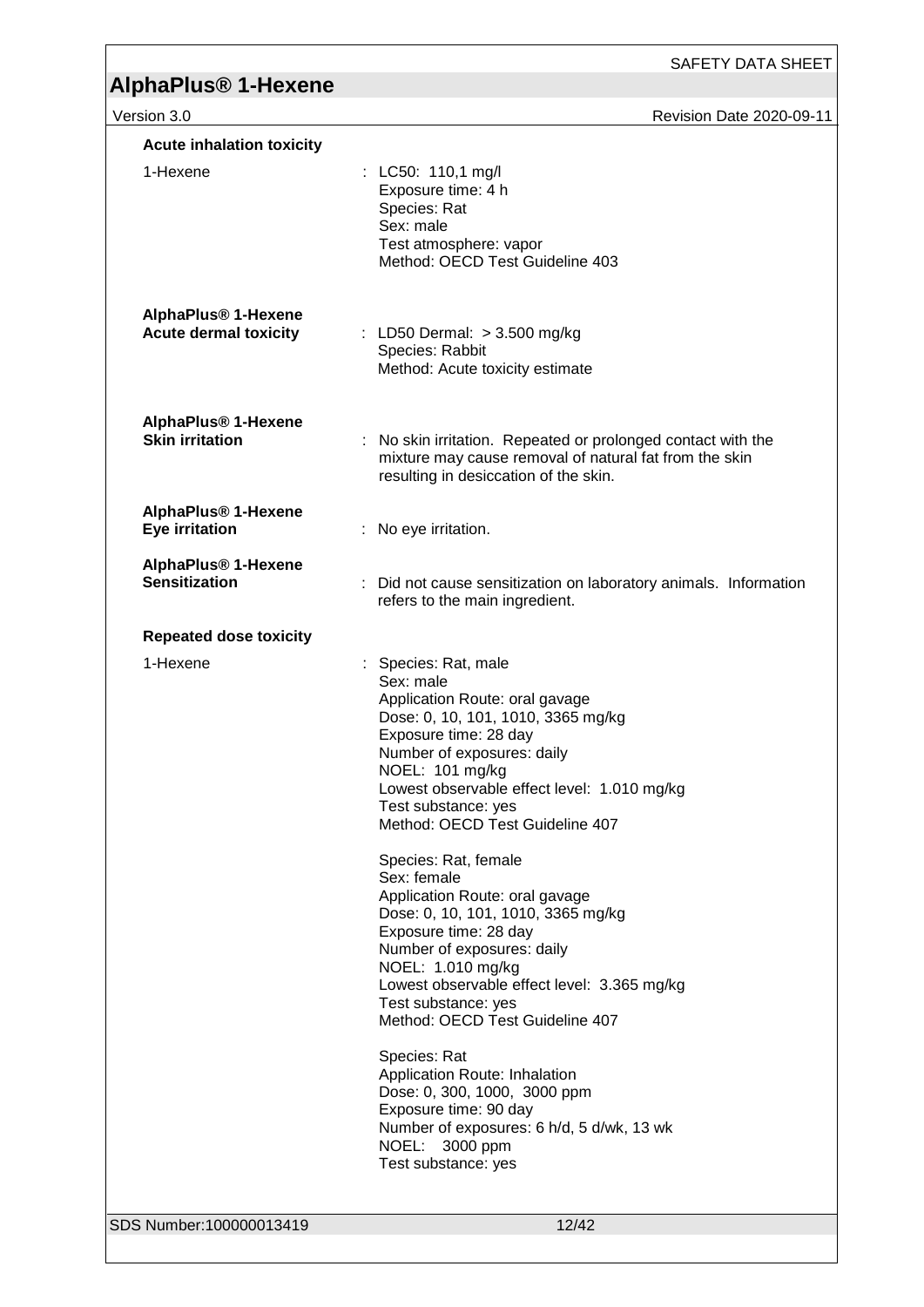**Acute inhalation toxicity**

1-Hexene : LC50: 110,1 mg/l
Exposure time: 4 h
Species: Rat
Sex: male
Test atmosphere: vapor
Method: OECD Test Guideline 403

**AlphaPlus® 1-Hexene**
**Acute dermal toxicity** : LD50 Dermal: > 3.500 mg/kg
Species: Rabbit
Method: Acute toxicity estimate

**AlphaPlus® 1-Hexene**
**Skin irritation** : No skin irritation. Repeated or prolonged contact with the mixture may cause removal of natural fat from the skin resulting in desiccation of the skin.

**AlphaPlus® 1-Hexene**
**Eye irritation** : No eye irritation.

**AlphaPlus® 1-Hexene**
**Sensitization** : Did not cause sensitization on laboratory animals. Information refers to the main ingredient.

**Repeated dose toxicity**

1-Hexene : Species: Rat, male
Sex: male
Application Route: oral gavage
Dose: 0, 10, 101, 1010, 3365 mg/kg
Exposure time: 28 day
Number of exposures: daily
NOEL: 101 mg/kg
Lowest observable effect level: 1.010 mg/kg
Test substance: yes
Method: OECD Test Guideline 407

Species: Rat, female
Sex: female
Application Route: oral gavage
Dose: 0, 10, 101, 1010, 3365 mg/kg
Exposure time: 28 day
Number of exposures: daily
NOEL: 1.010 mg/kg
Lowest observable effect level: 3.365 mg/kg
Test substance: yes
Method: OECD Test Guideline 407

Species: Rat
Application Route: Inhalation
Dose: 0, 300, 1000, 3000 ppm
Exposure time: 90 day
Number of exposures: 6 h/d, 5 d/wk, 13 wk
NOEL: 3000 ppm
Test substance: yes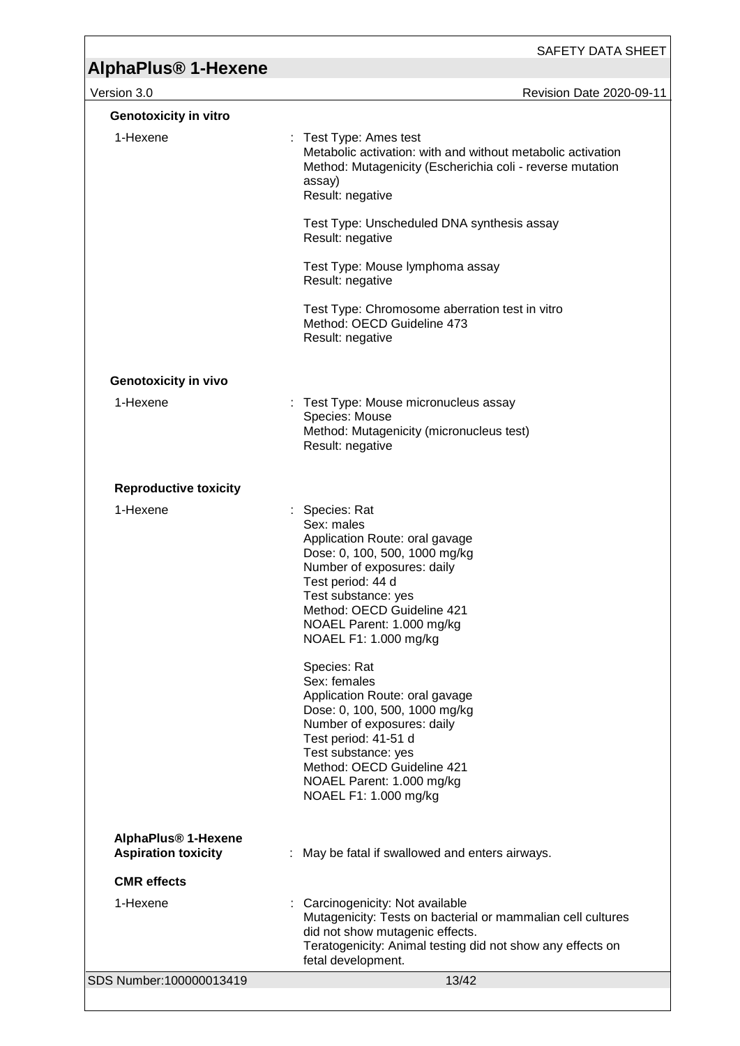**Genotoxicity in vitro**

1-Hexene : Test Type: Ames test
Metabolic activation: with and without metabolic activation
Method: Mutagenicity (Escherichia coli - reverse mutation assay)
Result: negative

Test Type: Unscheduled DNA synthesis assay
Result: negative

Test Type: Mouse lymphoma assay
Result: negative

Test Type: Chromosome aberration test in vitro
Method: OECD Guideline 473
Result: negative

**Genotoxicity in vivo**

1-Hexene : Test Type: Mouse micronucleus assay
Species: Mouse
Method: Mutagenicity (micronucleus test)
Result: negative

**Reproductive toxicity**

1-Hexene : Species: Rat
Sex: males
Application Route: oral gavage
Dose: 0, 100, 500, 1000 mg/kg
Number of exposures: daily
Test period: 44 d
Test substance: yes
Method: OECD Guideline 421
NOAEL Parent: 1.000 mg/kg
NOAEL F1: 1.000 mg/kg

Species: Rat
Sex: females
Application Route: oral gavage
Dose: 0, 100, 500, 1000 mg/kg
Number of exposures: daily
Test period: 41-51 d
Test substance: yes
Method: OECD Guideline 421
NOAEL Parent: 1.000 mg/kg
NOAEL F1: 1.000 mg/kg

**AlphaPlus® 1-Hexene**
**Aspiration toxicity** : May be fatal if swallowed and enters airways.

**CMR effects**

1-Hexene : Carcinogenicity: Not available
Mutagenicity: Tests on bacterial or mammalian cell cultures did not show mutagenic effects.
Teratogenicity: Animal testing did not show any effects on fetal development.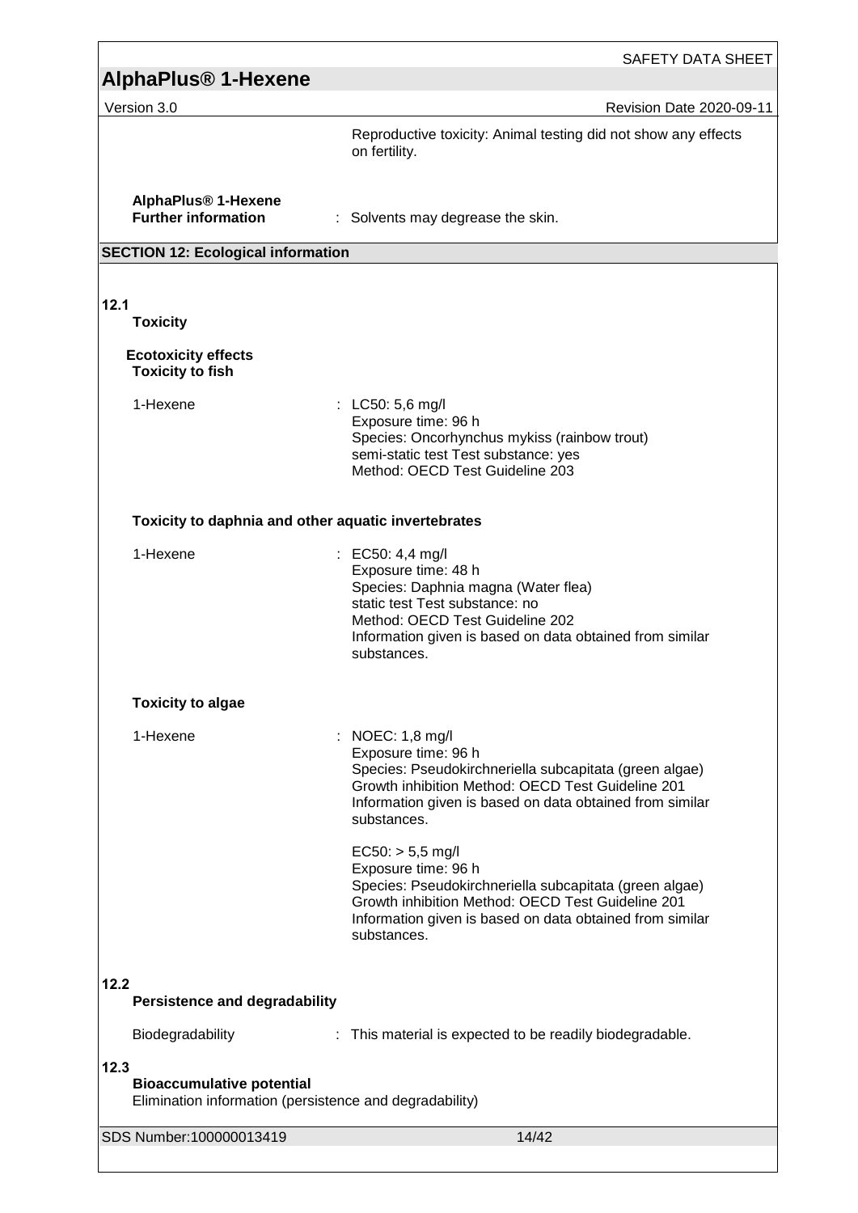Reproductive toxicity: Animal testing did not show any effects on fertility.

**AlphaPlus® 1-Hexene**
**Further information** : Solvents may degrease the skin.

## SECTION 12: Ecological information

### 12.1 Toxicity

**Ecotoxicity effects**

**Toxicity to fish**

1-Hexene : LC50: 5,6 mg/l
Exposure time: 96 h
Species: Oncorhynchus mykiss (rainbow trout)
semi-static test Test substance: yes
Method: OECD Test Guideline 203

**Toxicity to daphnia and other aquatic invertebrates**

1-Hexene : EC50: 4,4 mg/l
Exposure time: 48 h
Species: Daphnia magna (Water flea)
static test Test substance: no
Method: OECD Test Guideline 202
Information given is based on data obtained from similar substances.

**Toxicity to algae**

1-Hexene : NOEC: 1,8 mg/l
Exposure time: 96 h
Species: Pseudokirchneriella subcapitata (green algae)
Growth inhibition Method: OECD Test Guideline 201
Information given is based on data obtained from similar substances.

EC50: > 5,5 mg/l
Exposure time: 96 h
Species: Pseudokirchneriella subcapitata (green algae)
Growth inhibition Method: OECD Test Guideline 201
Information given is based on data obtained from similar substances.

### 12.2 Persistence and degradability

Biodegradability : This material is expected to be readily biodegradable.

### 12.3 Bioaccumulative potential

Elimination information (persistence and degradability)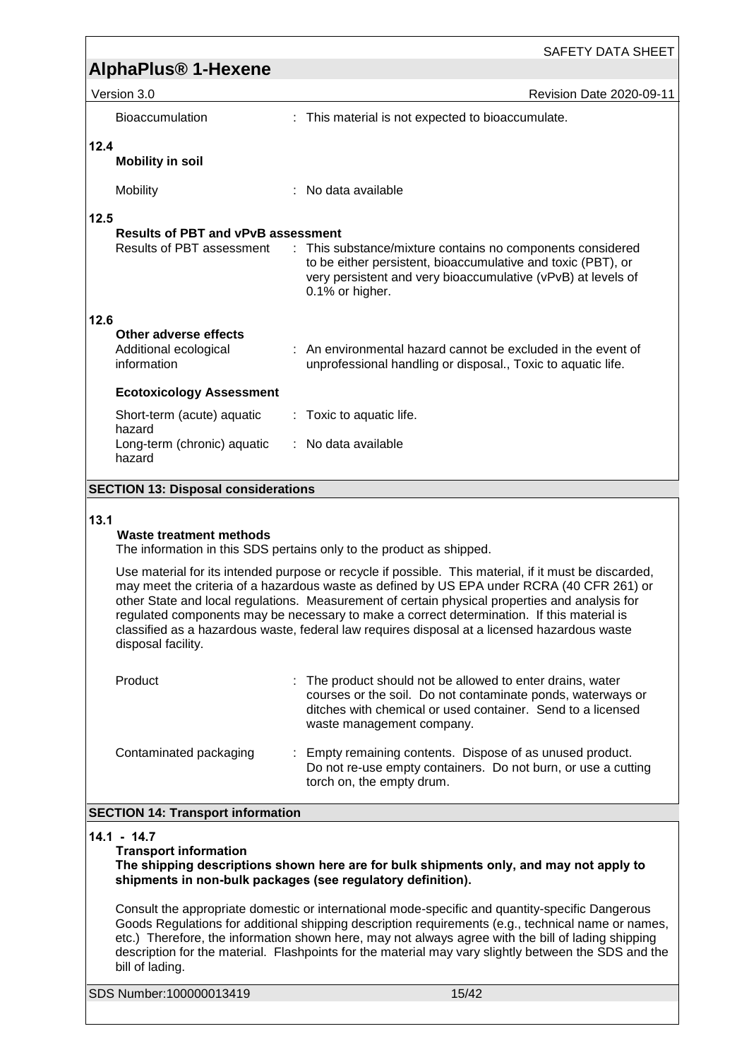| | |
|---|---|
| Bioaccumulation | : This material is not expected to bioaccumulate. |

**12.4**

**Mobility in soil**

| | |
|---|---|
| Mobility | : No data available |

**12.5**

**Results of PBT and vPvB assessment**

| | |
|---|---|
| Results of PBT assessment | : This substance/mixture contains no components considered to be either persistent, bioaccumulative and toxic (PBT), or very persistent and very bioaccumulative (vPvB) at levels of 0.1% or higher. |

**12.6**

**Other adverse effects**

| | |
|---|---|
| Additional ecological information | : An environmental hazard cannot be excluded in the event of unprofessional handling or disposal., Toxic to aquatic life. |

**Ecotoxicology Assessment**

| | |
|---|---|
| Short-term (acute) aquatic hazard | : Toxic to aquatic life. |
| Long-term (chronic) aquatic hazard | : No data available |

## SECTION 13: Disposal considerations

**13.1**

**Waste treatment methods**

The information in this SDS pertains only to the product as shipped.

Use material for its intended purpose or recycle if possible. This material, if it must be discarded, may meet the criteria of a hazardous waste as defined by US EPA under RCRA (40 CFR 261) or other State and local regulations. Measurement of certain physical properties and analysis for regulated components may be necessary to make a correct determination. If this material is classified as a hazardous waste, federal law requires disposal at a licensed hazardous waste disposal facility.

| | |
|---|---|
| Product | : The product should not be allowed to enter drains, water courses or the soil. Do not contaminate ponds, waterways or ditches with chemical or used container. Send to a licensed waste management company. |
| Contaminated packaging | : Empty remaining contents. Dispose of as unused product. Do not re-use empty containers. Do not burn, or use a cutting torch on, the empty drum. |

## SECTION 14: Transport information

**14.1 - 14.7**

**Transport information**

**The shipping descriptions shown here are for bulk shipments only, and may not apply to shipments in non-bulk packages (see regulatory definition).**

Consult the appropriate domestic or international mode-specific and quantity-specific Dangerous Goods Regulations for additional shipping description requirements (e.g., technical name or names, etc.) Therefore, the information shown here, may not always agree with the bill of lading shipping description for the material. Flashpoints for the material may vary slightly between the SDS and the bill of lading.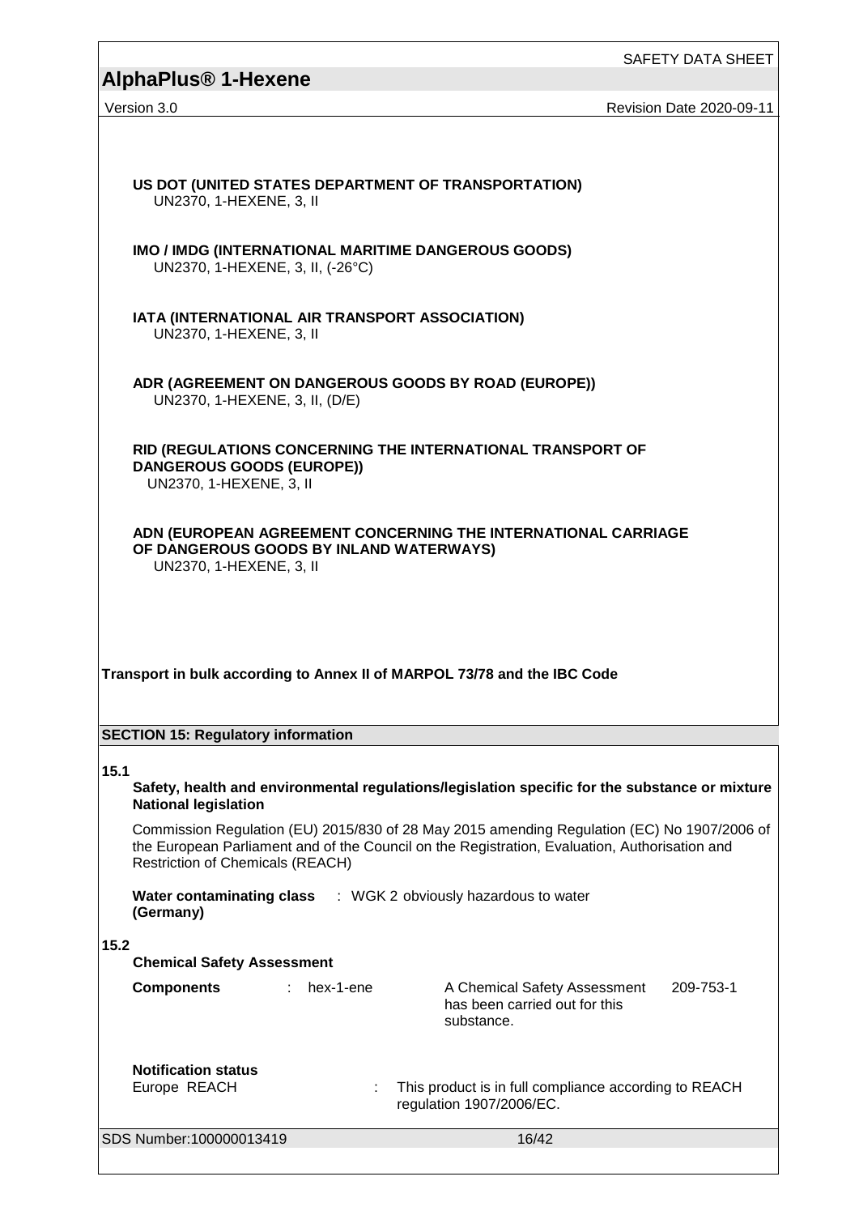**US DOT (UNITED STATES DEPARTMENT OF TRANSPORTATION)**
UN2370, 1-HEXENE, 3, II

**IMO / IMDG (INTERNATIONAL MARITIME DANGEROUS GOODS)**
UN2370, 1-HEXENE, 3, II, (-26°C)

**IATA (INTERNATIONAL AIR TRANSPORT ASSOCIATION)**
UN2370, 1-HEXENE, 3, II

**ADR (AGREEMENT ON DANGEROUS GOODS BY ROAD (EUROPE))**
UN2370, 1-HEXENE, 3, II, (D/E)

**RID (REGULATIONS CONCERNING THE INTERNATIONAL TRANSPORT OF DANGEROUS GOODS (EUROPE))**
UN2370, 1-HEXENE, 3, II

**ADN (EUROPEAN AGREEMENT CONCERNING THE INTERNATIONAL CARRIAGE OF DANGEROUS GOODS BY INLAND WATERWAYS)**
UN2370, 1-HEXENE, 3, II

**Transport in bulk according to Annex II of MARPOL 73/78 and the IBC Code**

## SECTION 15: Regulatory information

**15.1**

**Safety, health and environmental regulations/legislation specific for the substance or mixture**
**National legislation**

Commission Regulation (EU) 2015/830 of 28 May 2015 amending Regulation (EC) No 1907/2006 of the European Parliament and of the Council on the Registration, Evaluation, Authorisation and Restriction of Chemicals (REACH)

**Water contaminating class (Germany)** : WGK 2 obviously hazardous to water

**15.2**

**Chemical Safety Assessment**

| **Components** | : hex-1-ene | A Chemical Safety Assessment has been carried out for this substance. | 209-753-1 |
|---|---|---|---|

**Notification status**

Europe REACH : This product is in full compliance according to REACH regulation 1907/2006/EC.

SDS Number:100000013419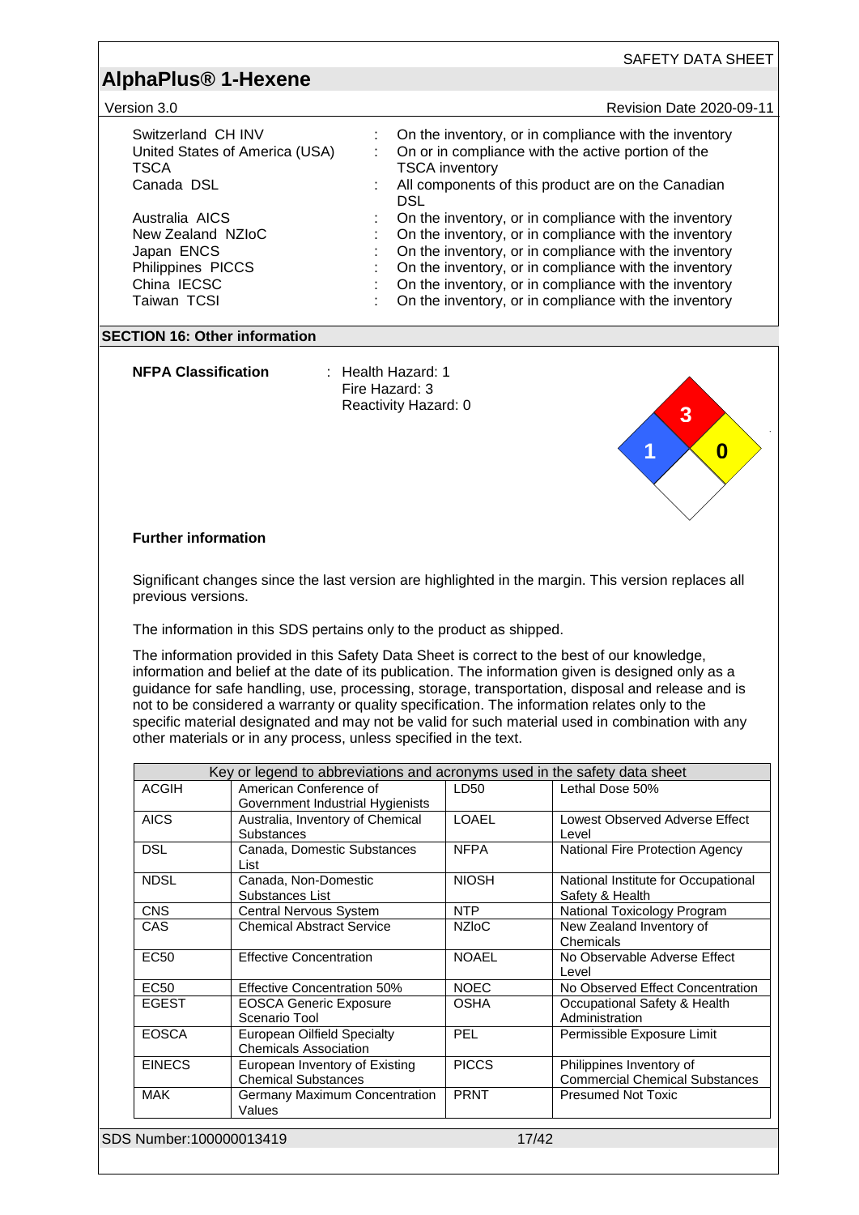| | | |
|---|---|---|
| Switzerland CH INV | : | On the inventory, or in compliance with the inventory |
| United States of America (USA) TSCA | : | On or in compliance with the active portion of the TSCA inventory |
| Canada DSL | : | All components of this product are on the Canadian DSL |
| Australia AICS | : | On the inventory, or in compliance with the inventory |
| New Zealand NZIoC | : | On the inventory, or in compliance with the inventory |
| Japan ENCS | : | On the inventory, or in compliance with the inventory |
| Philippines PICCS | : | On the inventory, or in compliance with the inventory |
| China IECSC | : | On the inventory, or in compliance with the inventory |
| Taiwan TCSI | : | On the inventory, or in compliance with the inventory |

## SECTION 16: Other information

**NFPA Classification** : Health Hazard: 1
Fire Hazard: 3
Reactivity Hazard: 0

**Further information**

Significant changes since the last version are highlighted in the margin. This version replaces all previous versions.

The information in this SDS pertains only to the product as shipped.

The information provided in this Safety Data Sheet is correct to the best of our knowledge, information and belief at the date of its publication. The information given is designed only as a guidance for safe handling, use, processing, storage, transportation, disposal and release and is not to be considered a warranty or quality specification. The information relates only to the specific material designated and may not be valid for such material used in combination with any other materials or in any process, unless specified in the text.

| Key or legend to abbreviations and acronyms used in the safety data sheet | | | |
|---|---|---|---|
| ACGIH | American Conference of Government Industrial Hygienists | LD50 | Lethal Dose 50% |
| AICS | Australia, Inventory of Chemical Substances | LOAEL | Lowest Observed Adverse Effect Level |
| DSL | Canada, Domestic Substances List | NFPA | National Fire Protection Agency |
| NDSL | Canada, Non-Domestic Substances List | NIOSH | National Institute for Occupational Safety & Health |
| CNS | Central Nervous System | NTP | National Toxicology Program |
| CAS | Chemical Abstract Service | NZIoC | New Zealand Inventory of Chemicals |
| EC50 | Effective Concentration | NOAEL | No Observable Adverse Effect Level |
| EC50 | Effective Concentration 50% | NOEC | No Observed Effect Concentration |
| EGEST | EOSCA Generic Exposure Scenario Tool | OSHA | Occupational Safety & Health Administration |
| EOSCA | European Oilfield Specialty Chemicals Association | PEL | Permissible Exposure Limit |
| EINECS | European Inventory of Existing Chemical Substances | PICCS | Philippines Inventory of Commercial Chemical Substances |
| MAK | Germany Maximum Concentration Values | PRNT | Presumed Not Toxic |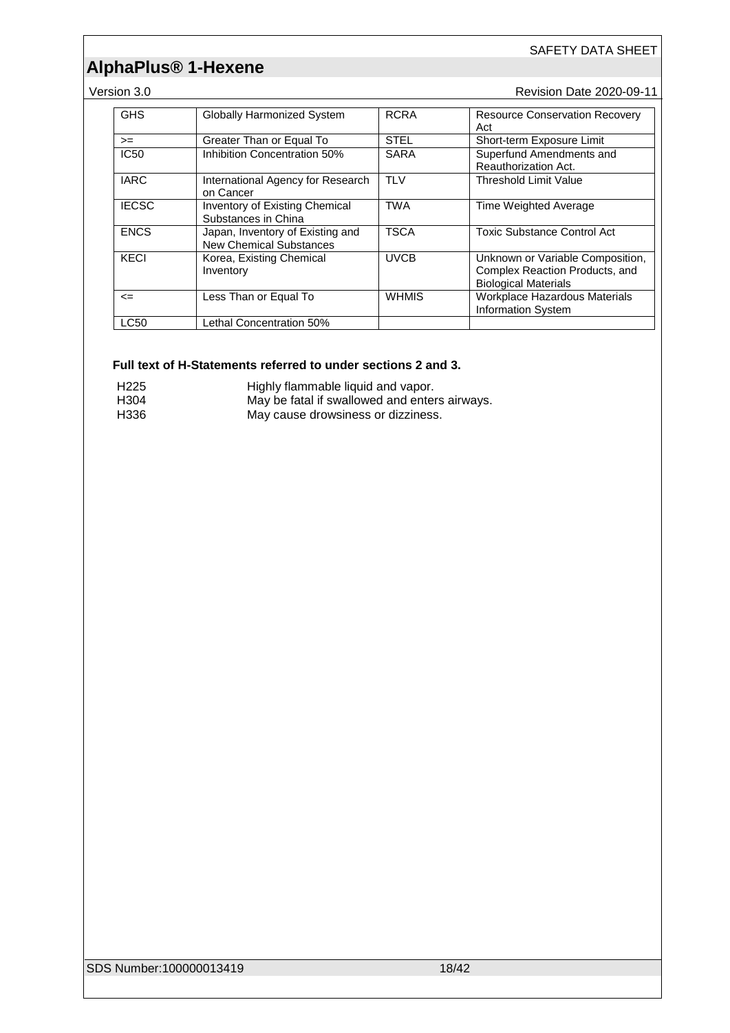| GHS | Globally Harmonized System | RCRA | Resource Conservation Recovery Act |
|---|---|---|---|
| >= | Greater Than or Equal To | STEL | Short-term Exposure Limit |
| IC50 | Inhibition Concentration 50% | SARA | Superfund Amendments and Reauthorization Act. |
| IARC | International Agency for Research on Cancer | TLV | Threshold Limit Value |
| IECSC | Inventory of Existing Chemical Substances in China | TWA | Time Weighted Average |
| ENCS | Japan, Inventory of Existing and New Chemical Substances | TSCA | Toxic Substance Control Act |
| KECI | Korea, Existing Chemical Inventory | UVCB | Unknown or Variable Composition, Complex Reaction Products, and Biological Materials |
| <= | Less Than or Equal To | WHMIS | Workplace Hazardous Materials Information System |
| LC50 | Lethal Concentration 50% | | |

**Full text of H-Statements referred to under sections 2 and 3.**

H225 Highly flammable liquid and vapor.
H304 May be fatal if swallowed and enters airways.
H336 May cause drowsiness or dizziness.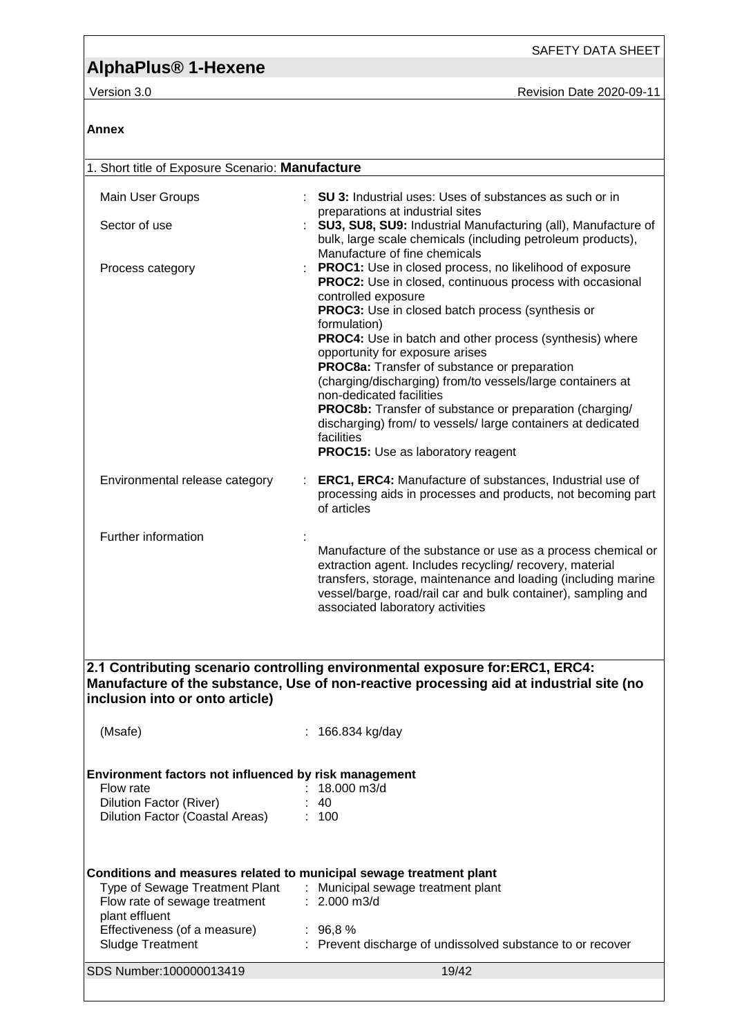## Annex

### 1. Short title of Exposure Scenario: **Manufacture**

| | | |
|---|---|---|
| Main User Groups | : | **SU 3:** Industrial uses: Uses of substances as such or in preparations at industrial sites |
| Sector of use | : | **SU3, SU8, SU9:** Industrial Manufacturing (all), Manufacture of bulk, large scale chemicals (including petroleum products), Manufacture of fine chemicals |
| Process category | : | **PROC1:** Use in closed process, no likelihood of exposure<br>**PROC2:** Use in closed, continuous process with occasional controlled exposure<br>**PROC3:** Use in closed batch process (synthesis or formulation)<br>**PROC4:** Use in batch and other process (synthesis) where opportunity for exposure arises<br>**PROC8a:** Transfer of substance or preparation (charging/discharging) from/to vessels/large containers at non-dedicated facilities<br>**PROC8b:** Transfer of substance or preparation (charging/ discharging) from/ to vessels/ large containers at dedicated facilities<br>**PROC15:** Use as laboratory reagent |
| Environmental release category | : | **ERC1, ERC4:** Manufacture of substances, Industrial use of processing aids in processes and products, not becoming part of articles |
| Further information | : | Manufacture of the substance or use as a process chemical or extraction agent. Includes recycling/ recovery, material transfers, storage, maintenance and loading (including marine vessel/barge, road/rail car and bulk container), sampling and associated laboratory activities |

### 2.1 Contributing scenario controlling environmental exposure for:ERC1, ERC4: Manufacture of the substance, Use of non-reactive processing aid at industrial site (no inclusion into or onto article)

| | | |
|---|---|---|
| (Msafe) | : | 166.834 kg/day |

**Environment factors not influenced by risk management**

| | | |
|---|---|---|
| Flow rate | : | 18.000 m3/d |
| Dilution Factor (River) | : | 40 |
| Dilution Factor (Coastal Areas) | : | 100 |

**Conditions and measures related to municipal sewage treatment plant**

| | | |
|---|---|---|
| Type of Sewage Treatment Plant | : | Municipal sewage treatment plant |
| Flow rate of sewage treatment plant effluent | : | 2.000 m3/d |
| Effectiveness (of a measure) | : | 96,8 % |
| Sludge Treatment | : | Prevent discharge of undissolved substance to or recover |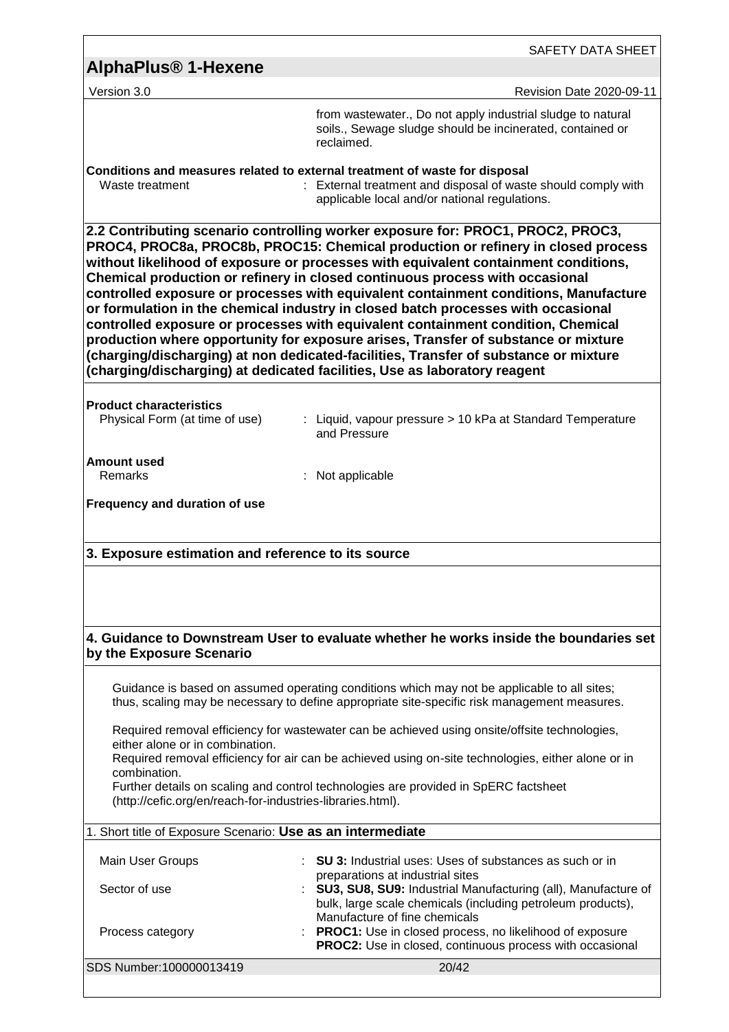from wastewater., Do not apply industrial sludge to natural soils., Sewage sludge should be incinerated, contained or reclaimed.

**Conditions and measures related to external treatment of waste for disposal**

Waste treatment : External treatment and disposal of waste should comply with applicable local and/or national regulations.

**2.2 Contributing scenario controlling worker exposure for: PROC1, PROC2, PROC3, PROC4, PROC8a, PROC8b, PROC15: Chemical production or refinery in closed process without likelihood of exposure or processes with equivalent containment conditions, Chemical production or refinery in closed continuous process with occasional controlled exposure or processes with equivalent containment conditions, Manufacture or formulation in the chemical industry in closed batch processes with occasional controlled exposure or processes with equivalent containment condition, Chemical production where opportunity for exposure arises, Transfer of substance or mixture (charging/discharging) at non dedicated-facilities, Transfer of substance or mixture (charging/discharging) at dedicated facilities, Use as laboratory reagent**

**Product characteristics**

Physical Form (at time of use) : Liquid, vapour pressure > 10 kPa at Standard Temperature and Pressure

**Amount used**

Remarks : Not applicable

**Frequency and duration of use**

**3. Exposure estimation and reference to its source**

**4. Guidance to Downstream User to evaluate whether he works inside the boundaries set by the Exposure Scenario**

Guidance is based on assumed operating conditions which may not be applicable to all sites; thus, scaling may be necessary to define appropriate site-specific risk management measures.

Required removal efficiency for wastewater can be achieved using onsite/offsite technologies, either alone or in combination.
Required removal efficiency for air can be achieved using on-site technologies, either alone or in combination.
Further details on scaling and control technologies are provided in SpERC factsheet (http://cefic.org/en/reach-for-industries-libraries.html).

1. Short title of Exposure Scenario: **Use as an intermediate**

Main User Groups : **SU 3:** Industrial uses: Uses of substances as such or in preparations at industrial sites

Sector of use : **SU3, SU8, SU9:** Industrial Manufacturing (all), Manufacture of bulk, large scale chemicals (including petroleum products), Manufacture of fine chemicals

Process category : **PROC1:** Use in closed process, no likelihood of exposure
**PROC2:** Use in closed, continuous process with occasional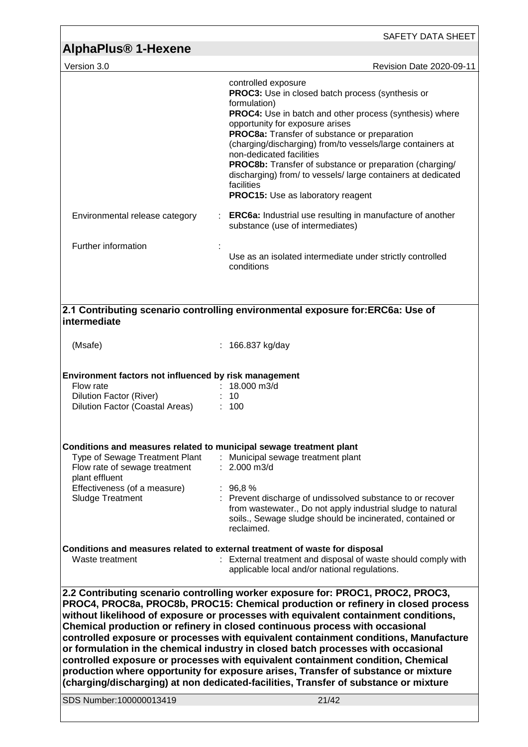controlled exposure
**PROC3:** Use in closed batch process (synthesis or formulation)
**PROC4:** Use in batch and other process (synthesis) where opportunity for exposure arises
**PROC8a:** Transfer of substance or preparation (charging/discharging) from/to vessels/large containers at non-dedicated facilities
**PROC8b:** Transfer of substance or preparation (charging/ discharging) from/ to vessels/ large containers at dedicated facilities
**PROC15:** Use as laboratory reagent

| | |
|---|---|
| Environmental release category | : **ERC6a:** Industrial use resulting in manufacture of another substance (use of intermediates) |
| Further information | : Use as an isolated intermediate under strictly controlled conditions |

## 2.1 Contributing scenario controlling environmental exposure for:ERC6a: Use of intermediate

| | |
|---|---|
| (Msafe) | : 166.837 kg/day |

**Environment factors not influenced by risk management**

| | |
|---|---|
| Flow rate | : 18.000 m3/d |
| Dilution Factor (River) | : 10 |
| Dilution Factor (Coastal Areas) | : 100 |

**Conditions and measures related to municipal sewage treatment plant**

| | |
|---|---|
| Type of Sewage Treatment Plant | : Municipal sewage treatment plant |
| Flow rate of sewage treatment plant effluent | : 2.000 m3/d |
| Effectiveness (of a measure) | : 96,8 % |
| Sludge Treatment | : Prevent discharge of undissolved substance to or recover from wastewater., Do not apply industrial sludge to natural soils., Sewage sludge should be incinerated, contained or reclaimed. |

**Conditions and measures related to external treatment of waste for disposal**

| | |
|---|---|
| Waste treatment | : External treatment and disposal of waste should comply with applicable local and/or national regulations. |

## 2.2 Contributing scenario controlling worker exposure for: PROC1, PROC2, PROC3, PROC4, PROC8a, PROC8b, PROC15: Chemical production or refinery in closed process without likelihood of exposure or processes with equivalent containment conditions, Chemical production or refinery in closed continuous process with occasional controlled exposure or processes with equivalent containment conditions, Manufacture or formulation in the chemical industry in closed batch processes with occasional controlled exposure or processes with equivalent containment condition, Chemical production where opportunity for exposure arises, Transfer of substance or mixture (charging/discharging) at non dedicated-facilities, Transfer of substance or mixture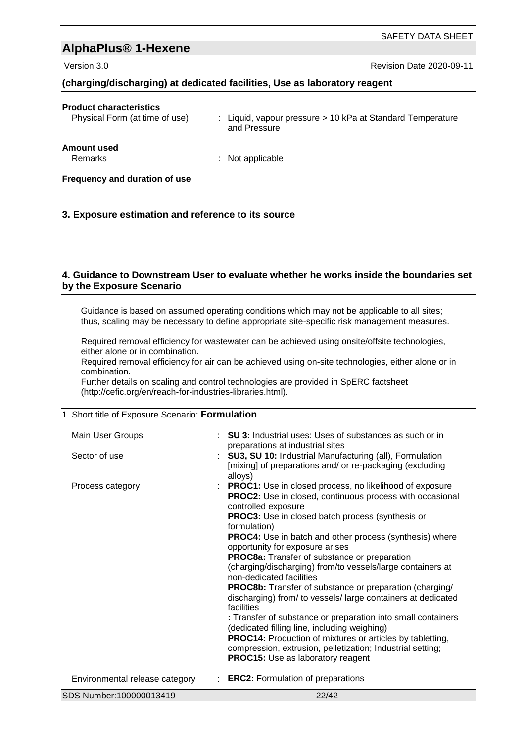(charging/discharging) at dedicated facilities, Use as laboratory reagent

**Product characteristics**

| | |
|---|---|
| Physical Form (at time of use) | : Liquid, vapour pressure > 10 kPa at Standard Temperature and Pressure |

**Amount used**

| | |
|---|---|
| Remarks | : Not applicable |

**Frequency and duration of use**

## 3. Exposure estimation and reference to its source

## 4. Guidance to Downstream User to evaluate whether he works inside the boundaries set by the Exposure Scenario

Guidance is based on assumed operating conditions which may not be applicable to all sites; thus, scaling may be necessary to define appropriate site-specific risk management measures.

Required removal efficiency for wastewater can be achieved using onsite/offsite technologies, either alone or in combination.
Required removal efficiency for air can be achieved using on-site technologies, either alone or in combination.
Further details on scaling and control technologies are provided in SpERC factsheet (http://cefic.org/en/reach-for-industries-libraries.html).

1. Short title of Exposure Scenario: **Formulation**

| | |
|---|---|
| Main User Groups | : **SU 3:** Industrial uses: Uses of substances as such or in preparations at industrial sites |
| Sector of use | : **SU3, SU 10:** Industrial Manufacturing (all), Formulation [mixing] of preparations and/ or re-packaging (excluding alloys) |
| Process category | : **PROC1:** Use in closed process, no likelihood of exposure<br>**PROC2:** Use in closed, continuous process with occasional controlled exposure<br>**PROC3:** Use in closed batch process (synthesis or formulation)<br>**PROC4:** Use in batch and other process (synthesis) where opportunity for exposure arises<br>**PROC8a:** Transfer of substance or preparation (charging/discharging) from/to vessels/large containers at non-dedicated facilities<br>**PROC8b:** Transfer of substance or preparation (charging/ discharging) from/ to vessels/ large containers at dedicated facilities<br>**:** Transfer of substance or preparation into small containers (dedicated filling line, including weighing)<br>**PROC14:** Production of mixtures or articles by tabletting, compression, extrusion, pelletization; Industrial setting;<br>**PROC15:** Use as laboratory reagent |
| Environmental release category | : **ERC2:** Formulation of preparations |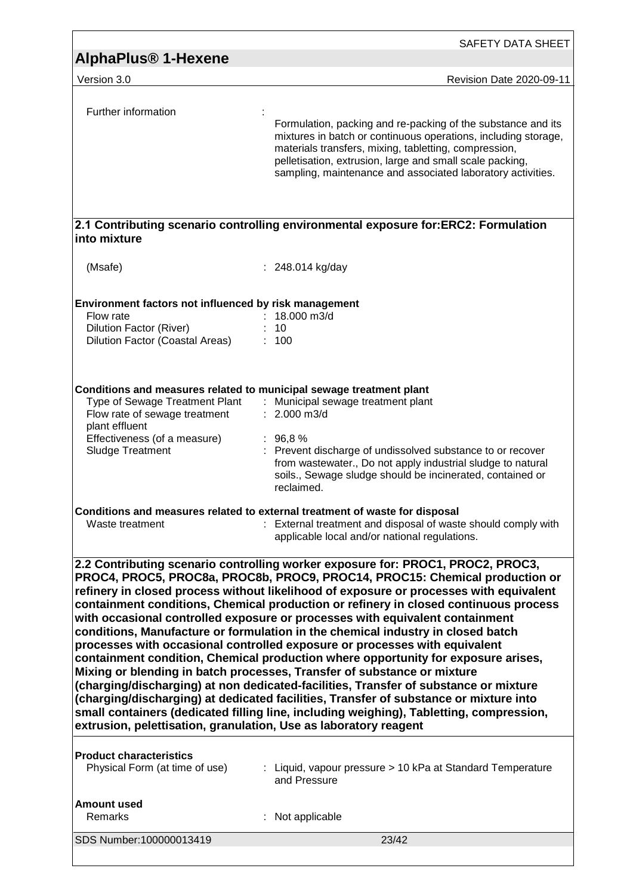Further information :

Formulation, packing and re-packing of the substance and its mixtures in batch or continuous operations, including storage, materials transfers, mixing, tabletting, compression, pelletisation, extrusion, large and small scale packing, sampling, maintenance and associated laboratory activities.

**2.1 Contributing scenario controlling environmental exposure for:ERC2: Formulation into mixture**

| | |
|---|---|
| (Msafe) | : 248.014 kg/day |

**Environment factors not influenced by risk management**

| | |
|---|---|
| Flow rate | : 18.000 m3/d |
| Dilution Factor (River) | : 10 |
| Dilution Factor (Coastal Areas) | : 100 |

**Conditions and measures related to municipal sewage treatment plant**

| | |
|---|---|
| Type of Sewage Treatment Plant | : Municipal sewage treatment plant |
| Flow rate of sewage treatment plant effluent | : 2.000 m3/d |
| Effectiveness (of a measure) | : 96,8 % |
| Sludge Treatment | : Prevent discharge of undissolved substance to or recover from wastewater., Do not apply industrial sludge to natural soils., Sewage sludge should be incinerated, contained or reclaimed. |

**Conditions and measures related to external treatment of waste for disposal**

| | |
|---|---|
| Waste treatment | : External treatment and disposal of waste should comply with applicable local and/or national regulations. |

**2.2 Contributing scenario controlling worker exposure for: PROC1, PROC2, PROC3, PROC4, PROC5, PROC8a, PROC8b, PROC9, PROC14, PROC15: Chemical production or refinery in closed process without likelihood of exposure or processes with equivalent containment conditions, Chemical production or refinery in closed continuous process with occasional controlled exposure or processes with equivalent containment conditions, Manufacture or formulation in the chemical industry in closed batch processes with occasional controlled exposure or processes with equivalent containment condition, Chemical production where opportunity for exposure arises, Mixing or blending in batch processes, Transfer of substance or mixture (charging/discharging) at non dedicated-facilities, Transfer of substance or mixture (charging/discharging) at dedicated facilities, Transfer of substance or mixture into small containers (dedicated filling line, including weighing), Tabletting, compression, extrusion, pelettisation, granulation, Use as laboratory reagent**

**Product characteristics**

| | |
|---|---|
| Physical Form (at time of use) | : Liquid, vapour pressure > 10 kPa at Standard Temperature and Pressure |

**Amount used**

| | |
|---|---|
| Remarks | : Not applicable |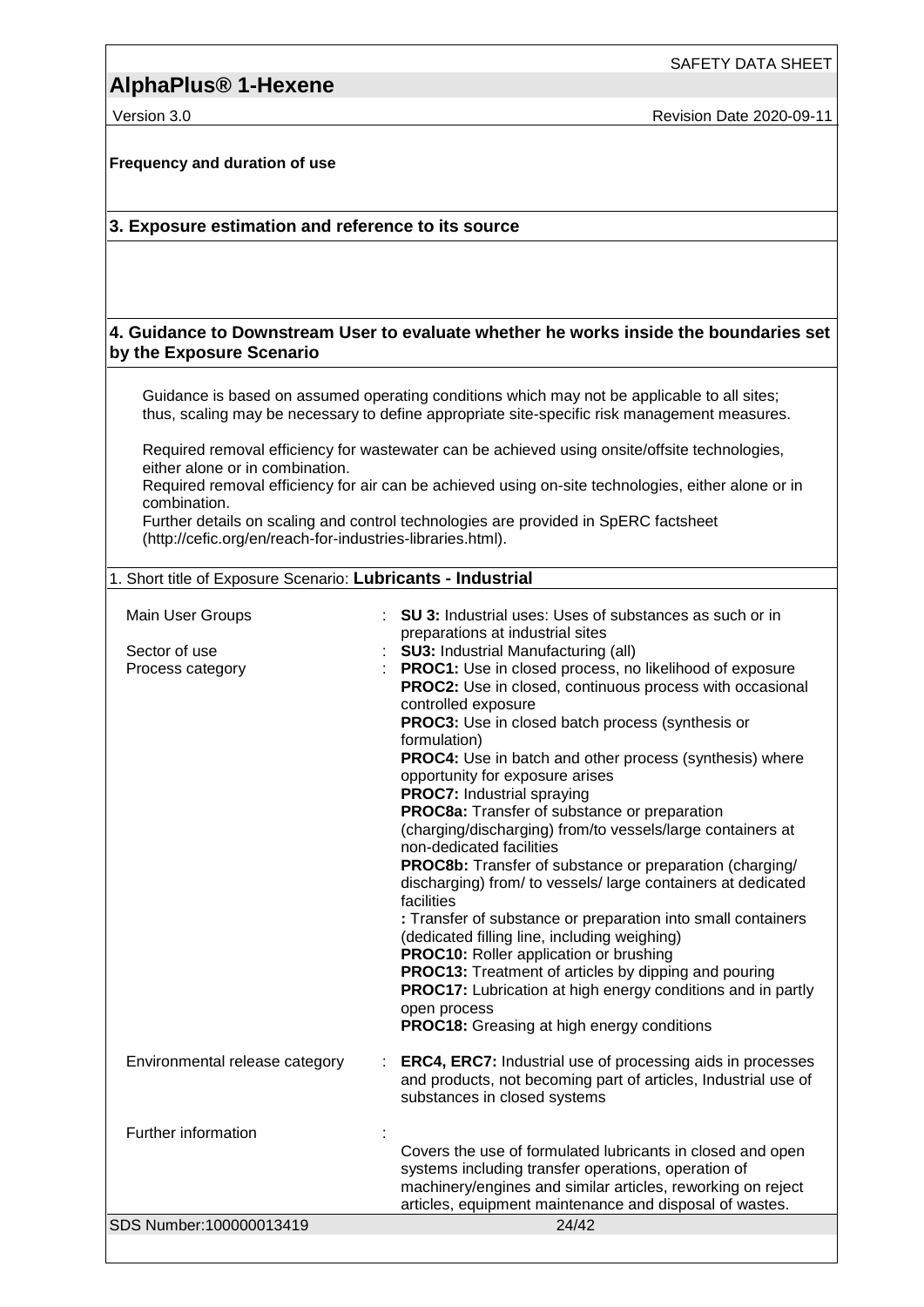**Frequency and duration of use**

## 3. Exposure estimation and reference to its source

## 4. Guidance to Downstream User to evaluate whether he works inside the boundaries set by the Exposure Scenario

Guidance is based on assumed operating conditions which may not be applicable to all sites; thus, scaling may be necessary to define appropriate site-specific risk management measures.

Required removal efficiency for wastewater can be achieved using onsite/offsite technologies, either alone or in combination.
Required removal efficiency for air can be achieved using on-site technologies, either alone or in combination.
Further details on scaling and control technologies are provided in SpERC factsheet (http://cefic.org/en/reach-for-industries-libraries.html).

1. Short title of Exposure Scenario: **Lubricants - Industrial**

| | |
|---|---|
| Main User Groups | : **SU 3:** Industrial uses: Uses of substances as such or in preparations at industrial sites |
| Sector of use | : **SU3:** Industrial Manufacturing (all) |
| Process category | : **PROC1:** Use in closed process, no likelihood of exposure<br>**PROC2:** Use in closed, continuous process with occasional controlled exposure<br>**PROC3:** Use in closed batch process (synthesis or formulation)<br>**PROC4:** Use in batch and other process (synthesis) where opportunity for exposure arises<br>**PROC7:** Industrial spraying<br>**PROC8a:** Transfer of substance or preparation (charging/discharging) from/to vessels/large containers at non-dedicated facilities<br>**PROC8b:** Transfer of substance or preparation (charging/ discharging) from/ to vessels/ large containers at dedicated facilities<br>**:** Transfer of substance or preparation into small containers (dedicated filling line, including weighing)<br>**PROC10:** Roller application or brushing<br>**PROC13:** Treatment of articles by dipping and pouring<br>**PROC17:** Lubrication at high energy conditions and in partly open process<br>**PROC18:** Greasing at high energy conditions |
| Environmental release category | : **ERC4, ERC7:** Industrial use of processing aids in processes and products, not becoming part of articles, Industrial use of substances in closed systems |
| Further information | : Covers the use of formulated lubricants in closed and open systems including transfer operations, operation of machinery/engines and similar articles, reworking on reject articles, equipment maintenance and disposal of wastes. |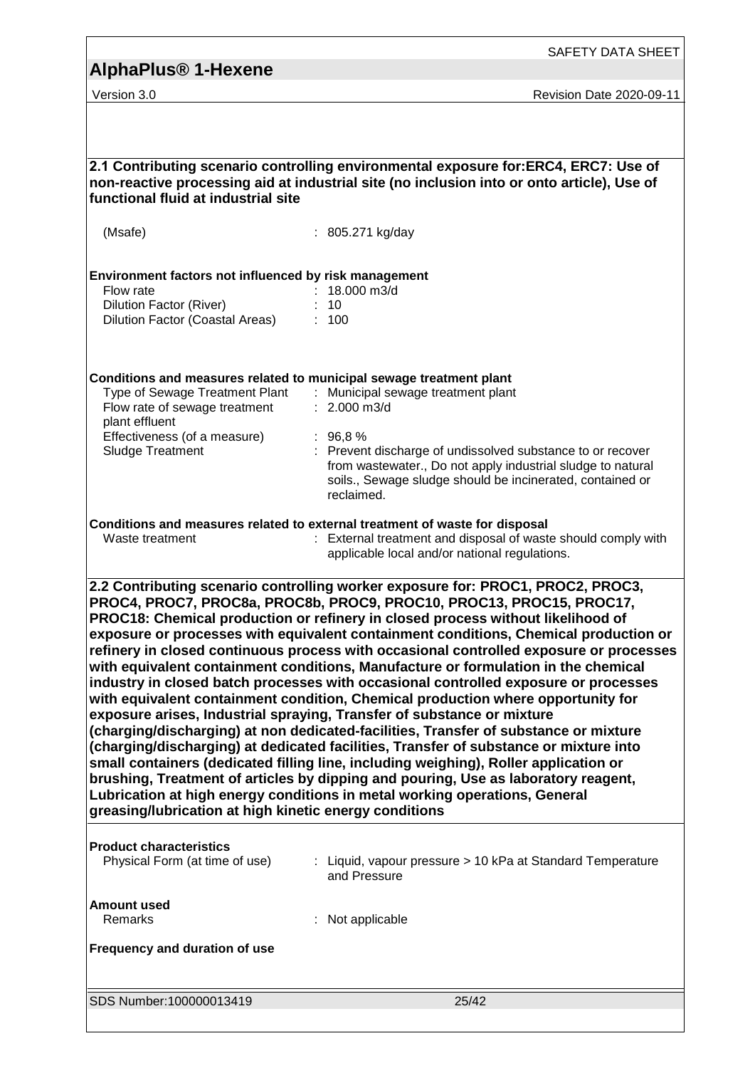## 2.1 Contributing scenario controlling environmental exposure for:ERC4, ERC7: Use of non-reactive processing aid at industrial site (no inclusion into or onto article), Use of functional fluid at industrial site

| | |
|---|---|
| (Msafe) | : 805.271 kg/day |

**Environment factors not influenced by risk management**

| | |
|---|---|
| Flow rate | : 18.000 m3/d |
| Dilution Factor (River) | : 10 |
| Dilution Factor (Coastal Areas) | : 100 |

**Conditions and measures related to municipal sewage treatment plant**

| | |
|---|---|
| Type of Sewage Treatment Plant | : Municipal sewage treatment plant |
| Flow rate of sewage treatment plant effluent | : 2.000 m3/d |
| Effectiveness (of a measure) | : 96,8 % |
| Sludge Treatment | : Prevent discharge of undissolved substance to or recover from wastewater., Do not apply industrial sludge to natural soils., Sewage sludge should be incinerated, contained or reclaimed. |

**Conditions and measures related to external treatment of waste for disposal**

| | |
|---|---|
| Waste treatment | : External treatment and disposal of waste should comply with applicable local and/or national regulations. |

## 2.2 Contributing scenario controlling worker exposure for: PROC1, PROC2, PROC3, PROC4, PROC7, PROC8a, PROC8b, PROC9, PROC10, PROC13, PROC15, PROC17, PROC18: Chemical production or refinery in closed process without likelihood of exposure or processes with equivalent containment conditions, Chemical production or refinery in closed continuous process with occasional controlled exposure or processes with equivalent containment conditions, Manufacture or formulation in the chemical industry in closed batch processes with occasional controlled exposure or processes with equivalent containment condition, Chemical production where opportunity for exposure arises, Industrial spraying, Transfer of substance or mixture (charging/discharging) at non dedicated-facilities, Transfer of substance or mixture (charging/discharging) at dedicated facilities, Transfer of substance or mixture into small containers (dedicated filling line, including weighing), Roller application or brushing, Treatment of articles by dipping and pouring, Use as laboratory reagent, Lubrication at high energy conditions in metal working operations, General greasing/lubrication at high kinetic energy conditions

**Product characteristics**

| | |
|---|---|
| Physical Form (at time of use) | : Liquid, vapour pressure > 10 kPa at Standard Temperature and Pressure |

**Amount used**

| | |
|---|---|
| Remarks | : Not applicable |

**Frequency and duration of use**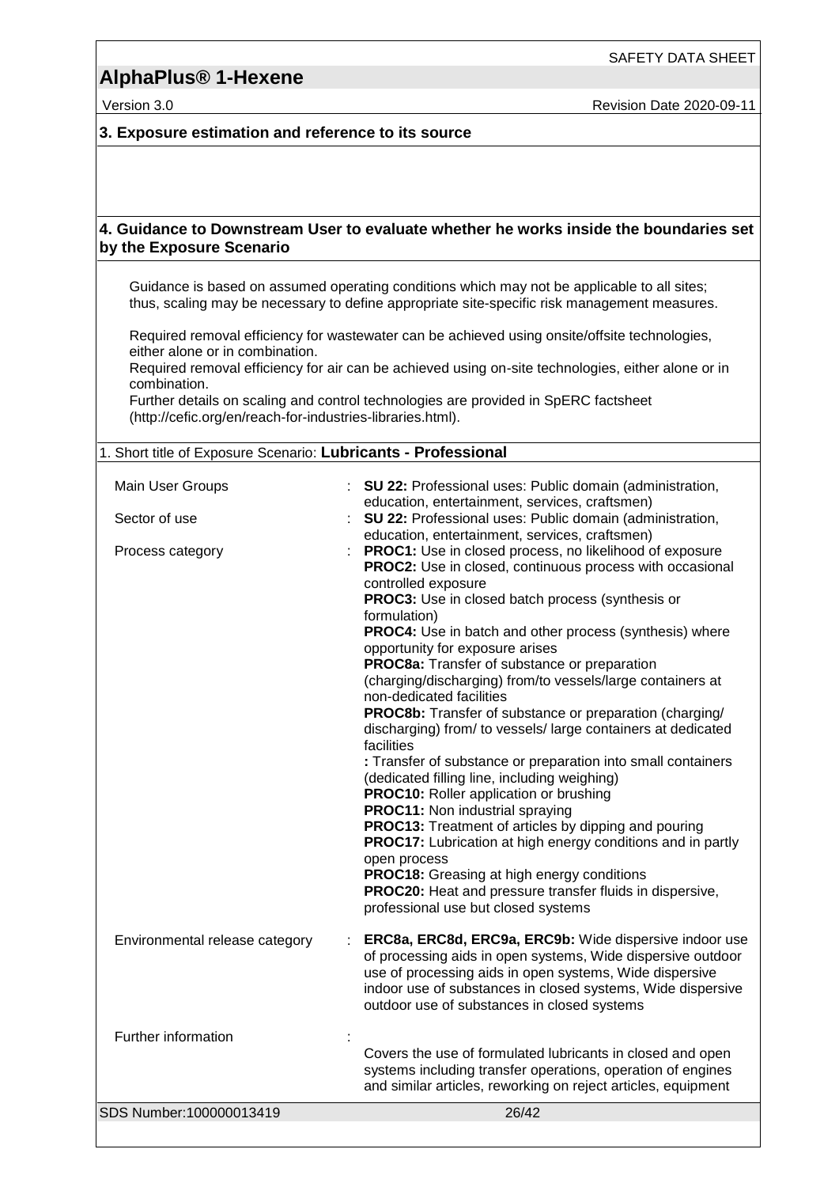## 3. Exposure estimation and reference to its source

## 4. Guidance to Downstream User to evaluate whether he works inside the boundaries set by the Exposure Scenario

Guidance is based on assumed operating conditions which may not be applicable to all sites; thus, scaling may be necessary to define appropriate site-specific risk management measures.

Required removal efficiency for wastewater can be achieved using onsite/offsite technologies, either alone or in combination.
Required removal efficiency for air can be achieved using on-site technologies, either alone or in combination.
Further details on scaling and control technologies are provided in SpERC factsheet (http://cefic.org/en/reach-for-industries-libraries.html).

1. Short title of Exposure Scenario: **Lubricants - Professional**

| | |
|---|---|
| Main User Groups | : **SU 22:** Professional uses: Public domain (administration, education, entertainment, services, craftsmen) |
| Sector of use | : **SU 22:** Professional uses: Public domain (administration, education, entertainment, services, craftsmen) |
| Process category | : **PROC1:** Use in closed process, no likelihood of exposure<br>**PROC2:** Use in closed, continuous process with occasional controlled exposure<br>**PROC3:** Use in closed batch process (synthesis or formulation)<br>**PROC4:** Use in batch and other process (synthesis) where opportunity for exposure arises<br>**PROC8a:** Transfer of substance or preparation (charging/discharging) from/to vessels/large containers at non-dedicated facilities<br>**PROC8b:** Transfer of substance or preparation (charging/ discharging) from/ to vessels/ large containers at dedicated facilities<br>**:** Transfer of substance or preparation into small containers (dedicated filling line, including weighing)<br>**PROC10:** Roller application or brushing<br>**PROC11:** Non industrial spraying<br>**PROC13:** Treatment of articles by dipping and pouring<br>**PROC17:** Lubrication at high energy conditions and in partly open process<br>**PROC18:** Greasing at high energy conditions<br>**PROC20:** Heat and pressure transfer fluids in dispersive, professional use but closed systems |
| Environmental release category | : **ERC8a, ERC8d, ERC9a, ERC9b:** Wide dispersive indoor use of processing aids in open systems, Wide dispersive outdoor use of processing aids in open systems, Wide dispersive indoor use of substances in closed systems, Wide dispersive outdoor use of substances in closed systems |
| Further information | : Covers the use of formulated lubricants in closed and open systems including transfer operations, operation of engines and similar articles, reworking on reject articles, equipment |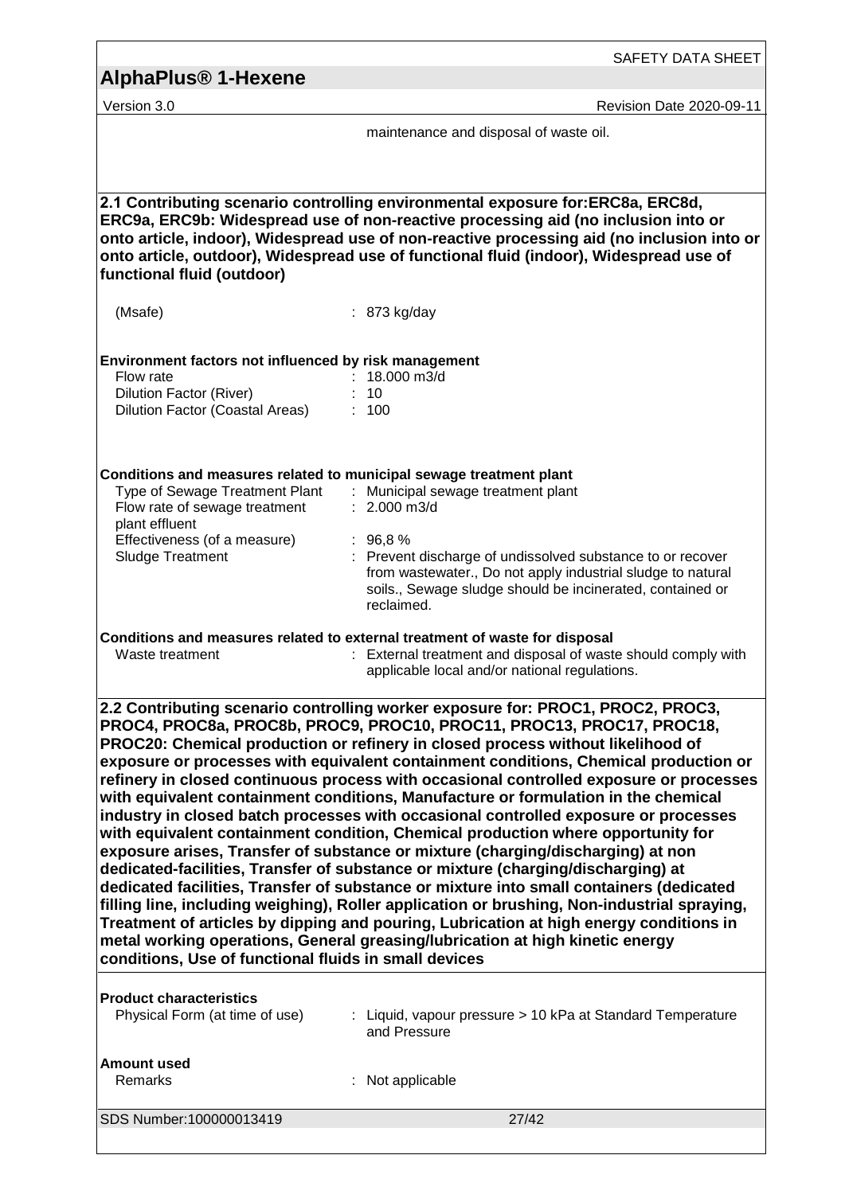maintenance and disposal of waste oil.

**2.1 Contributing scenario controlling environmental exposure for:ERC8a, ERC8d, ERC9a, ERC9b: Widespread use of non-reactive processing aid (no inclusion into or onto article, indoor), Widespread use of non-reactive processing aid (no inclusion into or onto article, outdoor), Widespread use of functional fluid (indoor), Widespread use of functional fluid (outdoor)**

| | |
|---|---|
| (Msafe) | : 873 kg/day |

**Environment factors not influenced by risk management**

| | |
|---|---|
| Flow rate | : 18.000 m3/d |
| Dilution Factor (River) | : 10 |
| Dilution Factor (Coastal Areas) | : 100 |

**Conditions and measures related to municipal sewage treatment plant**

| | |
|---|---|
| Type of Sewage Treatment Plant | : Municipal sewage treatment plant |
| Flow rate of sewage treatment plant effluent | : 2.000 m3/d |
| Effectiveness (of a measure) | : 96,8 % |
| Sludge Treatment | : Prevent discharge of undissolved substance to or recover from wastewater., Do not apply industrial sludge to natural soils., Sewage sludge should be incinerated, contained or reclaimed. |

**Conditions and measures related to external treatment of waste for disposal**

| | |
|---|---|
| Waste treatment | : External treatment and disposal of waste should comply with applicable local and/or national regulations. |

**2.2 Contributing scenario controlling worker exposure for: PROC1, PROC2, PROC3, PROC4, PROC8a, PROC8b, PROC9, PROC10, PROC11, PROC13, PROC17, PROC18, PROC20: Chemical production or refinery in closed process without likelihood of exposure or processes with equivalent containment conditions, Chemical production or refinery in closed continuous process with occasional controlled exposure or processes with equivalent containment conditions, Manufacture or formulation in the chemical industry in closed batch processes with occasional controlled exposure or processes with equivalent containment condition, Chemical production where opportunity for exposure arises, Transfer of substance or mixture (charging/discharging) at non dedicated-facilities, Transfer of substance or mixture (charging/discharging) at dedicated facilities, Transfer of substance or mixture into small containers (dedicated filling line, including weighing), Roller application or brushing, Non-industrial spraying, Treatment of articles by dipping and pouring, Lubrication at high energy conditions in metal working operations, General greasing/lubrication at high kinetic energy conditions, Use of functional fluids in small devices**

**Product characteristics**

| | |
|---|---|
| Physical Form (at time of use) | : Liquid, vapour pressure > 10 kPa at Standard Temperature and Pressure |

**Amount used**

| | |
|---|---|
| Remarks | : Not applicable |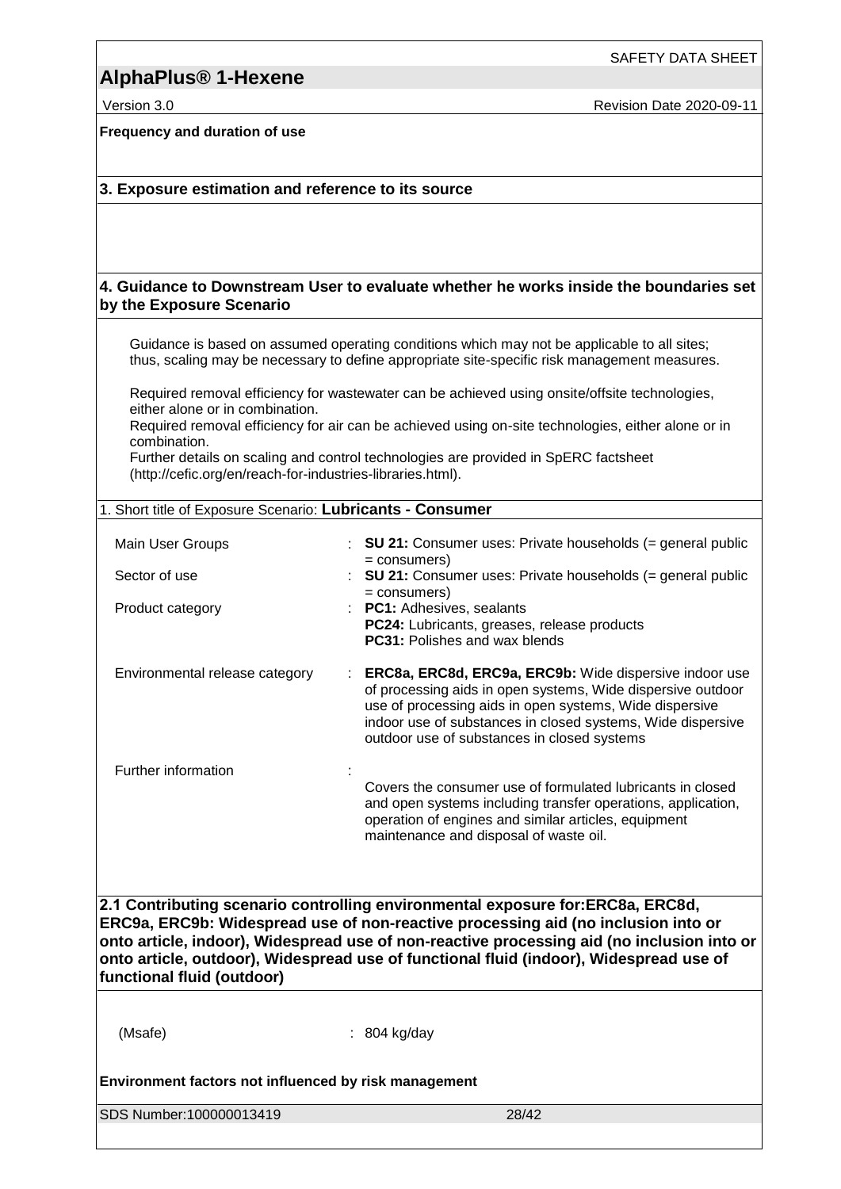**Frequency and duration of use**

## 3. Exposure estimation and reference to its source

## 4. Guidance to Downstream User to evaluate whether he works inside the boundaries set by the Exposure Scenario

Guidance is based on assumed operating conditions which may not be applicable to all sites; thus, scaling may be necessary to define appropriate site-specific risk management measures.

Required removal efficiency for wastewater can be achieved using onsite/offsite technologies, either alone or in combination.
Required removal efficiency for air can be achieved using on-site technologies, either alone or in combination.
Further details on scaling and control technologies are provided in SpERC factsheet (http://cefic.org/en/reach-for-industries-libraries.html).

1. Short title of Exposure Scenario: **Lubricants - Consumer**

| | |
|---|---|
| Main User Groups | : **SU 21:** Consumer uses: Private households (= general public = consumers) |
| Sector of use | : **SU 21:** Consumer uses: Private households (= general public = consumers) |
| Product category | : **PC1:** Adhesives, sealants<br>**PC24:** Lubricants, greases, release products<br>**PC31:** Polishes and wax blends |
| Environmental release category | : **ERC8a, ERC8d, ERC9a, ERC9b:** Wide dispersive indoor use of processing aids in open systems, Wide dispersive outdoor use of processing aids in open systems, Wide dispersive indoor use of substances in closed systems, Wide dispersive outdoor use of substances in closed systems |
| Further information | : Covers the consumer use of formulated lubricants in closed and open systems including transfer operations, application, operation of engines and similar articles, equipment maintenance and disposal of waste oil. |

## 2.1 Contributing scenario controlling environmental exposure for:ERC8a, ERC8d, ERC9a, ERC9b: Widespread use of non-reactive processing aid (no inclusion into or onto article, indoor), Widespread use of non-reactive processing aid (no inclusion into or onto article, outdoor), Widespread use of functional fluid (indoor), Widespread use of functional fluid (outdoor)

(Msafe) : 804 kg/day

**Environment factors not influenced by risk management**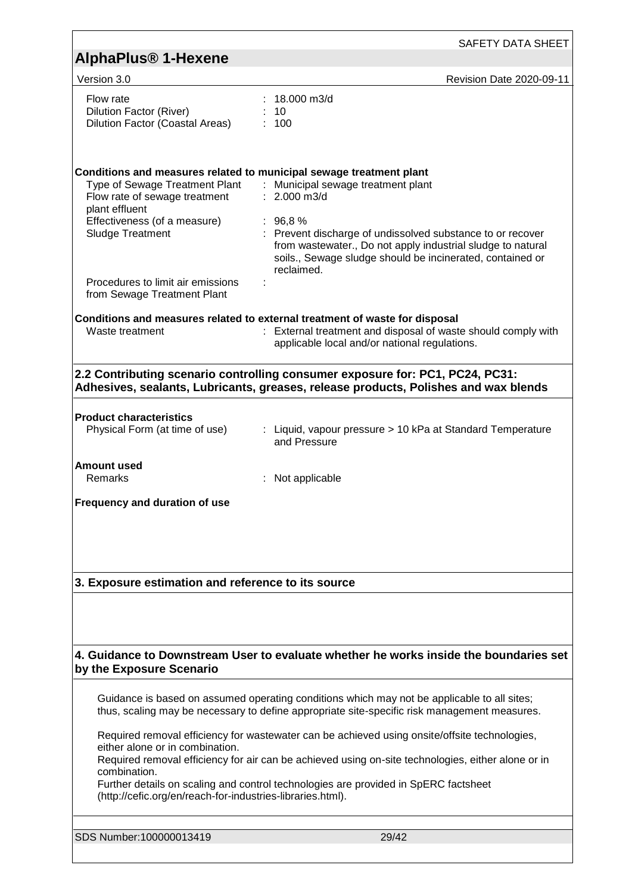| | |
|---|---|
| Flow rate | : 18.000 m3/d |
| Dilution Factor (River) | : 10 |
| Dilution Factor (Coastal Areas) | : 100 |

**Conditions and measures related to municipal sewage treatment plant**

| | |
|---|---|
| Type of Sewage Treatment Plant | : Municipal sewage treatment plant |
| Flow rate of sewage treatment plant effluent | : 2.000 m3/d |
| Effectiveness (of a measure) | : 96,8 % |
| Sludge Treatment | : Prevent discharge of undissolved substance to or recover from wastewater., Do not apply industrial sludge to natural soils., Sewage sludge should be incinerated, contained or reclaimed. |
| Procedures to limit air emissions from Sewage Treatment Plant | : |

**Conditions and measures related to external treatment of waste for disposal**

| | |
|---|---|
| Waste treatment | : External treatment and disposal of waste should comply with applicable local and/or national regulations. |

## 2.2 Contributing scenario controlling consumer exposure for: PC1, PC24, PC31: Adhesives, sealants, Lubricants, greases, release products, Polishes and wax blends

**Product characteristics**

| | |
|---|---|
| Physical Form (at time of use) | : Liquid, vapour pressure > 10 kPa at Standard Temperature and Pressure |

**Amount used**

| | |
|---|---|
| Remarks | : Not applicable |

**Frequency and duration of use**

## 3. Exposure estimation and reference to its source

## 4. Guidance to Downstream User to evaluate whether he works inside the boundaries set by the Exposure Scenario

Guidance is based on assumed operating conditions which may not be applicable to all sites; thus, scaling may be necessary to define appropriate site-specific risk management measures.

Required removal efficiency for wastewater can be achieved using onsite/offsite technologies, either alone or in combination.
Required removal efficiency for air can be achieved using on-site technologies, either alone or in combination.
Further details on scaling and control technologies are provided in SpERC factsheet (http://cefic.org/en/reach-for-industries-libraries.html).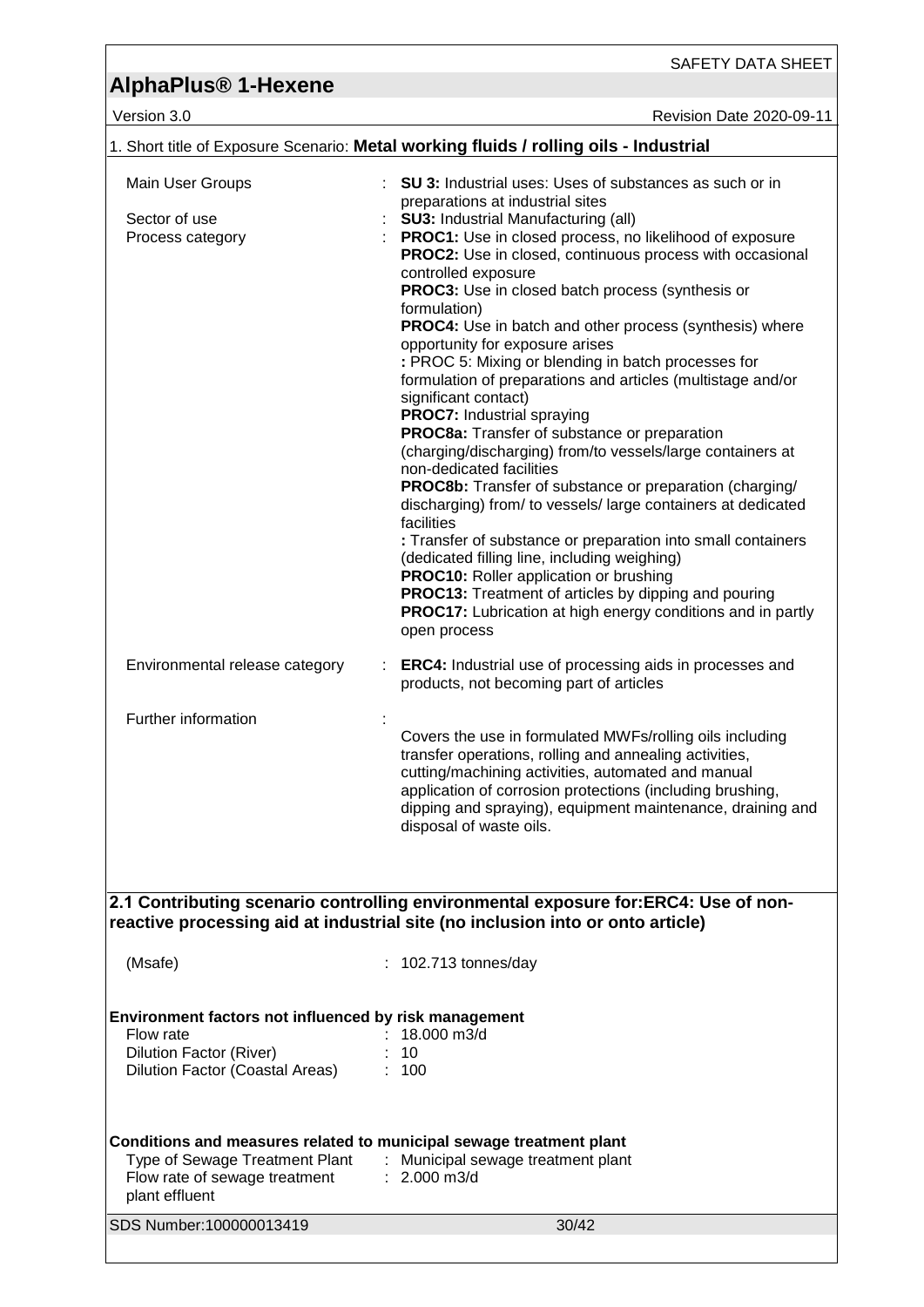## AlphaPlus® 1-Hexene

Version 3.0 Revision Date 2020-09-11

1. Short title of Exposure Scenario: **Metal working fluids / rolling oils - Industrial**

| | |
|---|---|
| Main User Groups | : **SU 3:** Industrial uses: Uses of substances as such or in preparations at industrial sites |
| Sector of use | : **SU3:** Industrial Manufacturing (all) |
| Process category | : **PROC1:** Use in closed process, no likelihood of exposure<br>**PROC2:** Use in closed, continuous process with occasional controlled exposure<br>**PROC3:** Use in closed batch process (synthesis or formulation)<br>**PROC4:** Use in batch and other process (synthesis) where opportunity for exposure arises<br>**:** PROC 5: Mixing or blending in batch processes for formulation of preparations and articles (multistage and/or significant contact)<br>**PROC7:** Industrial spraying<br>**PROC8a:** Transfer of substance or preparation (charging/discharging) from/to vessels/large containers at non-dedicated facilities<br>**PROC8b:** Transfer of substance or preparation (charging/ discharging) from/ to vessels/ large containers at dedicated facilities<br>**:** Transfer of substance or preparation into small containers (dedicated filling line, including weighing)<br>**PROC10:** Roller application or brushing<br>**PROC13:** Treatment of articles by dipping and pouring<br>**PROC17:** Lubrication at high energy conditions and in partly open process |
| Environmental release category | : **ERC4:** Industrial use of processing aids in processes and products, not becoming part of articles |
| Further information | : Covers the use in formulated MWFs/rolling oils including transfer operations, rolling and annealing activities, cutting/machining activities, automated and manual application of corrosion protections (including brushing, dipping and spraying), equipment maintenance, draining and disposal of waste oils. |

**2.1 Contributing scenario controlling environmental exposure for:ERC4: Use of non-reactive processing aid at industrial site (no inclusion into or onto article)**

(Msafe) : 102.713 tonnes/day

**Environment factors not influenced by risk management**

| | |
|---|---|
| Flow rate | : 18.000 m3/d |
| Dilution Factor (River) | : 10 |
| Dilution Factor (Coastal Areas) | : 100 |

**Conditions and measures related to municipal sewage treatment plant**

| | |
|---|---|
| Type of Sewage Treatment Plant | : Municipal sewage treatment plant |
| Flow rate of sewage treatment plant effluent | : 2.000 m3/d |

SDS Number:100000013419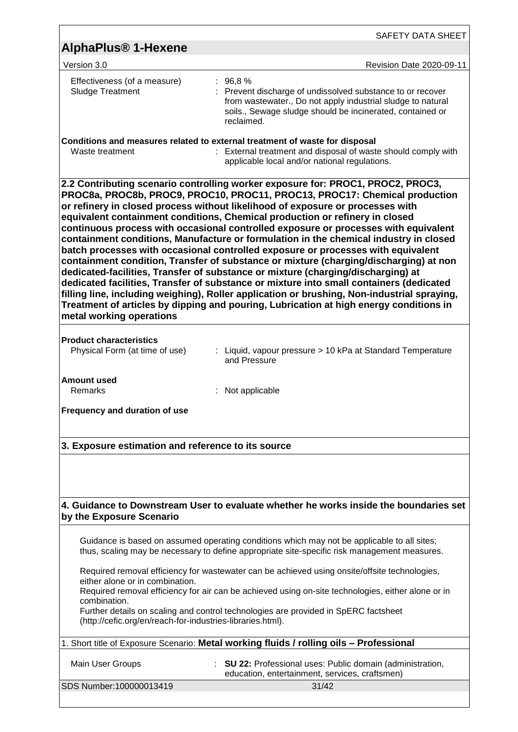| | |
|---|---|
| Effectiveness (of a measure) | : 96,8 % |
| Sludge Treatment | : Prevent discharge of undissolved substance to or recover from wastewater., Do not apply industrial sludge to natural soils., Sewage sludge should be incinerated, contained or reclaimed. |

**Conditions and measures related to external treatment of waste for disposal**

| | |
|---|---|
| Waste treatment | : External treatment and disposal of waste should comply with applicable local and/or national regulations. |

**2.2 Contributing scenario controlling worker exposure for: PROC1, PROC2, PROC3, PROC8a, PROC8b, PROC9, PROC10, PROC11, PROC13, PROC17: Chemical production or refinery in closed process without likelihood of exposure or processes with equivalent containment conditions, Chemical production or refinery in closed continuous process with occasional controlled exposure or processes with equivalent containment conditions, Manufacture or formulation in the chemical industry in closed batch processes with occasional controlled exposure or processes with equivalent containment condition, Transfer of substance or mixture (charging/discharging) at non dedicated-facilities, Transfer of substance or mixture (charging/discharging) at dedicated facilities, Transfer of substance or mixture into small containers (dedicated filling line, including weighing), Roller application or brushing, Non-industrial spraying, Treatment of articles by dipping and pouring, Lubrication at high energy conditions in metal working operations**

**Product characteristics**

| | |
|---|---|
| Physical Form (at time of use) | : Liquid, vapour pressure > 10 kPa at Standard Temperature and Pressure |

**Amount used**

| | |
|---|---|
| Remarks | : Not applicable |

**Frequency and duration of use**

**3. Exposure estimation and reference to its source**

**4. Guidance to Downstream User to evaluate whether he works inside the boundaries set by the Exposure Scenario**

Guidance is based on assumed operating conditions which may not be applicable to all sites; thus, scaling may be necessary to define appropriate site-specific risk management measures.

Required removal efficiency for wastewater can be achieved using onsite/offsite technologies, either alone or in combination.
Required removal efficiency for air can be achieved using on-site technologies, either alone or in combination.
Further details on scaling and control technologies are provided in SpERC factsheet (http://cefic.org/en/reach-for-industries-libraries.html).

1. Short title of Exposure Scenario: **Metal working fluids / rolling oils – Professional**

| | |
|---|---|
| Main User Groups | : **SU 22:** Professional uses: Public domain (administration, education, entertainment, services, craftsmen) |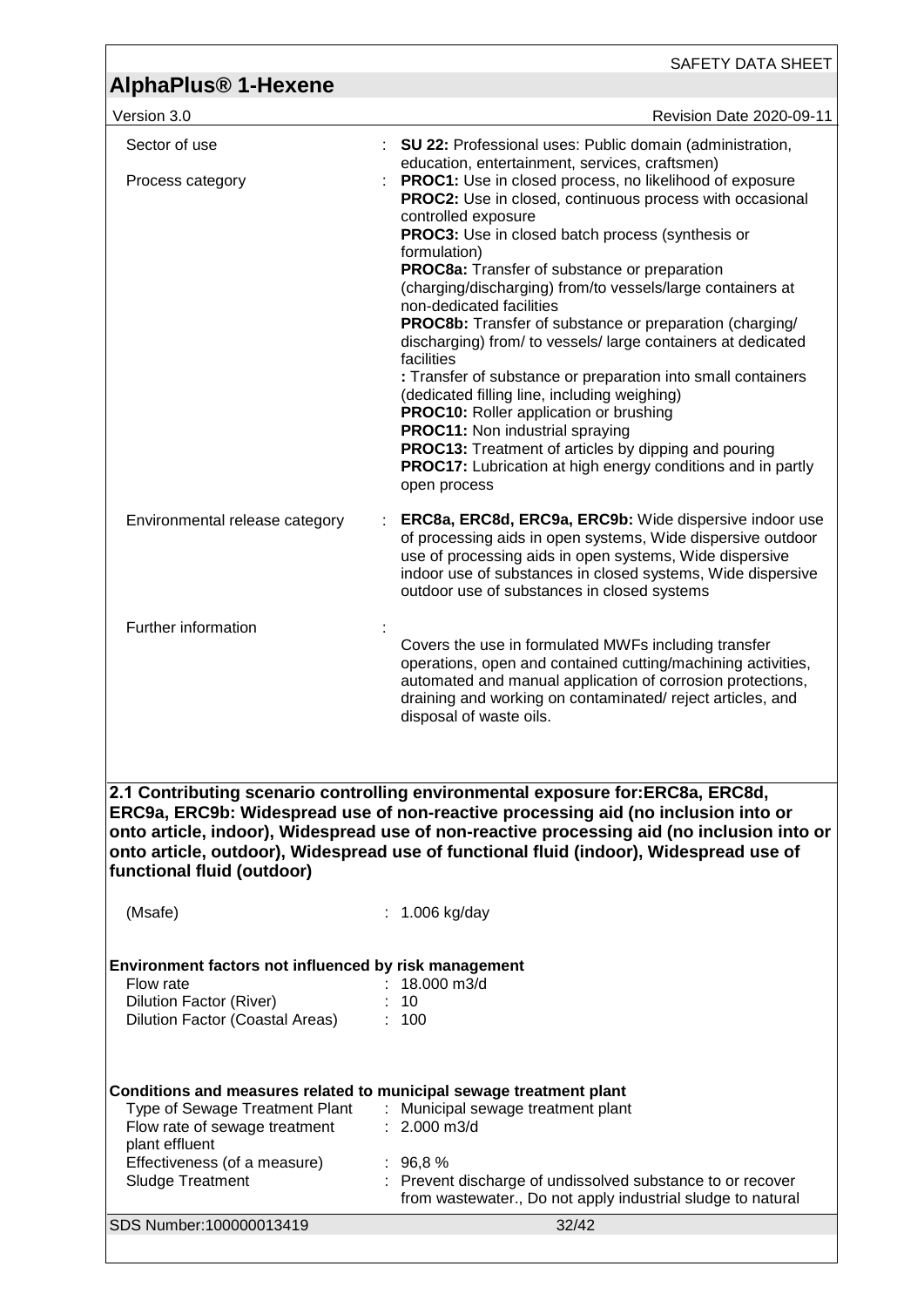| | |
|---|---|
| Sector of use | : **SU 22:** Professional uses: Public domain (administration, education, entertainment, services, craftsmen) |
| Process category | : **PROC1:** Use in closed process, no likelihood of exposure<br>**PROC2:** Use in closed, continuous process with occasional controlled exposure<br>**PROC3:** Use in closed batch process (synthesis or formulation)<br>**PROC8a:** Transfer of substance or preparation (charging/discharging) from/to vessels/large containers at non-dedicated facilities<br>**PROC8b:** Transfer of substance or preparation (charging/ discharging) from/ to vessels/ large containers at dedicated facilities<br>**:** Transfer of substance or preparation into small containers (dedicated filling line, including weighing)<br>**PROC10:** Roller application or brushing<br>**PROC11:** Non industrial spraying<br>**PROC13:** Treatment of articles by dipping and pouring<br>**PROC17:** Lubrication at high energy conditions and in partly open process |
| Environmental release category | : **ERC8a, ERC8d, ERC9a, ERC9b:** Wide dispersive indoor use of processing aids in open systems, Wide dispersive outdoor use of processing aids in open systems, Wide dispersive indoor use of substances in closed systems, Wide dispersive outdoor use of substances in closed systems |
| Further information | : Covers the use in formulated MWFs including transfer operations, open and contained cutting/machining activities, automated and manual application of corrosion protections, draining and working on contaminated/ reject articles, and disposal of waste oils. |

**2.1 Contributing scenario controlling environmental exposure for:ERC8a, ERC8d, ERC9a, ERC9b: Widespread use of non-reactive processing aid (no inclusion into or onto article, indoor), Widespread use of non-reactive processing aid (no inclusion into or onto article, outdoor), Widespread use of functional fluid (indoor), Widespread use of functional fluid (outdoor)**

| | |
|---|---|
| (Msafe) | : 1.006 kg/day |

**Environment factors not influenced by risk management**

| | |
|---|---|
| Flow rate | : 18.000 m3/d |
| Dilution Factor (River) | : 10 |
| Dilution Factor (Coastal Areas) | : 100 |

**Conditions and measures related to municipal sewage treatment plant**

| | |
|---|---|
| Type of Sewage Treatment Plant | : Municipal sewage treatment plant |
| Flow rate of sewage treatment plant effluent | : 2.000 m3/d |
| Effectiveness (of a measure) | : 96,8 % |
| Sludge Treatment | : Prevent discharge of undissolved substance to or recover from wastewater., Do not apply industrial sludge to natural |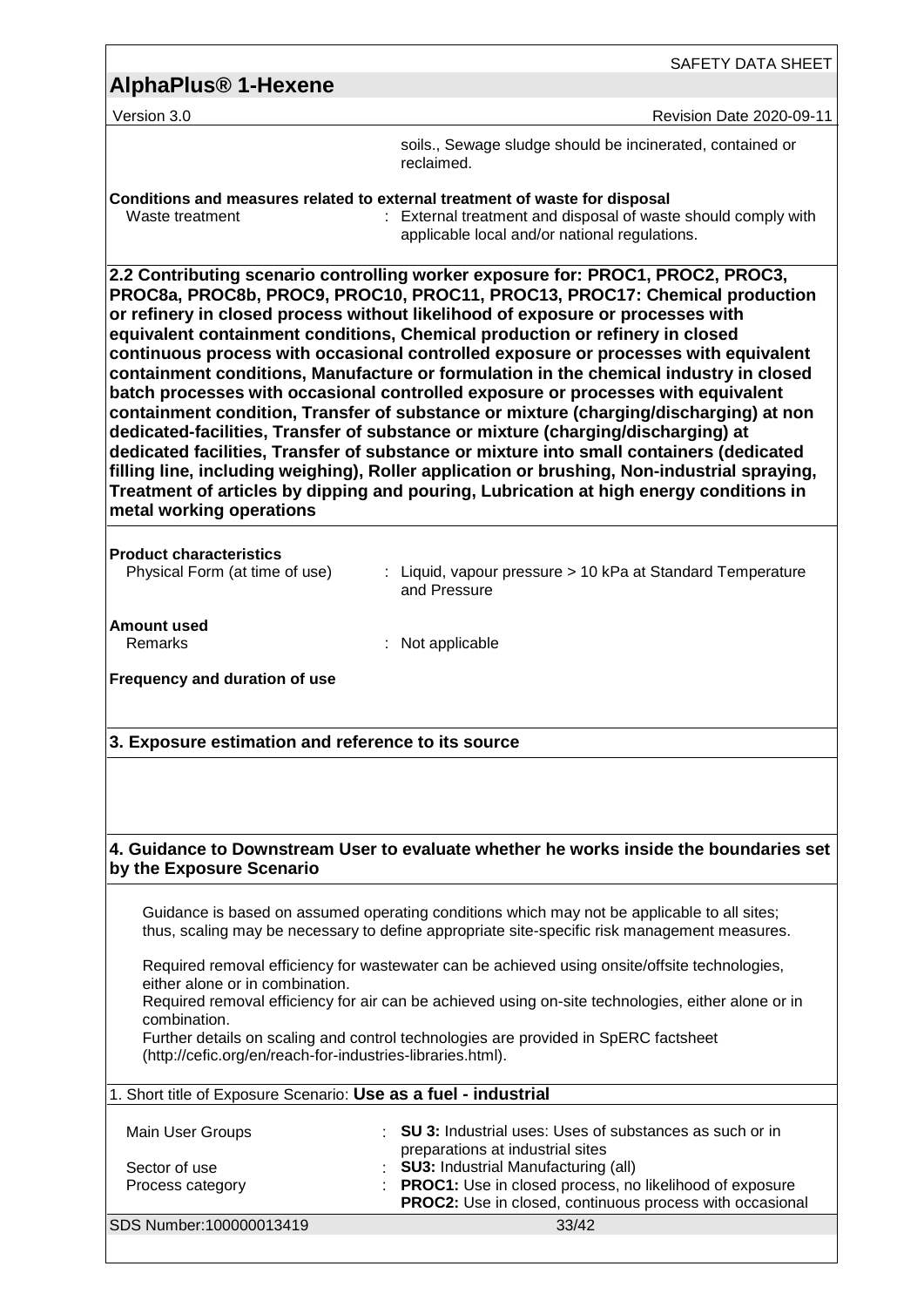| | |
|---|---|
| | soils., Sewage sludge should be incinerated, contained or reclaimed. |

**Conditions and measures related to external treatment of waste for disposal**

| | |
|---|---|
| Waste treatment | : External treatment and disposal of waste should comply with applicable local and/or national regulations. |

**2.2 Contributing scenario controlling worker exposure for: PROC1, PROC2, PROC3, PROC8a, PROC8b, PROC9, PROC10, PROC11, PROC13, PROC17: Chemical production or refinery in closed process without likelihood of exposure or processes with equivalent containment conditions, Chemical production or refinery in closed continuous process with occasional controlled exposure or processes with equivalent containment conditions, Manufacture or formulation in the chemical industry in closed batch processes with occasional controlled exposure or processes with equivalent containment condition, Transfer of substance or mixture (charging/discharging) at non dedicated-facilities, Transfer of substance or mixture (charging/discharging) at dedicated facilities, Transfer of substance or mixture into small containers (dedicated filling line, including weighing), Roller application or brushing, Non-industrial spraying, Treatment of articles by dipping and pouring, Lubrication at high energy conditions in metal working operations**

**Product characteristics**

| | |
|---|---|
| Physical Form (at time of use) | : Liquid, vapour pressure > 10 kPa at Standard Temperature and Pressure |

**Amount used**

| | |
|---|---|
| Remarks | : Not applicable |

**Frequency and duration of use**

**3. Exposure estimation and reference to its source**

**4. Guidance to Downstream User to evaluate whether he works inside the boundaries set by the Exposure Scenario**

Guidance is based on assumed operating conditions which may not be applicable to all sites; thus, scaling may be necessary to define appropriate site-specific risk management measures.

Required removal efficiency for wastewater can be achieved using onsite/offsite technologies, either alone or in combination.
Required removal efficiency for air can be achieved using on-site technologies, either alone or in combination.
Further details on scaling and control technologies are provided in SpERC factsheet (http://cefic.org/en/reach-for-industries-libraries.html).

1. Short title of Exposure Scenario: **Use as a fuel - industrial**

| | |
|---|---|
| Main User Groups | : **SU 3:** Industrial uses: Uses of substances as such or in preparations at industrial sites |
| Sector of use | : **SU3:** Industrial Manufacturing (all) |
| Process category | : **PROC1:** Use in closed process, no likelihood of exposure<br>**PROC2:** Use in closed, continuous process with occasional |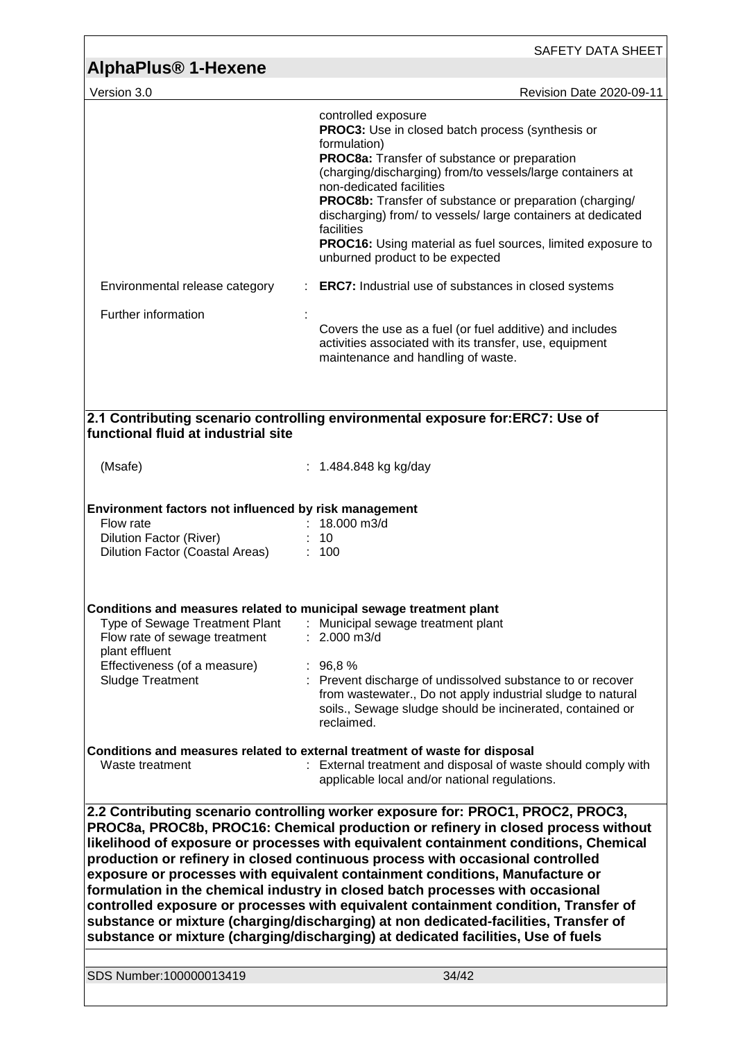| | |
|---|---|
| | controlled exposure<br>**PROC3:** Use in closed batch process (synthesis or formulation)<br>**PROC8a:** Transfer of substance or preparation (charging/discharging) from/to vessels/large containers at non-dedicated facilities<br>**PROC8b:** Transfer of substance or preparation (charging/ discharging) from/ to vessels/ large containers at dedicated facilities<br>**PROC16:** Using material as fuel sources, limited exposure to unburned product to be expected |
| Environmental release category | : **ERC7:** Industrial use of substances in closed systems |
| Further information | : Covers the use as a fuel (or fuel additive) and includes activities associated with its transfer, use, equipment maintenance and handling of waste. |

## 2.1 Contributing scenario controlling environmental exposure for:ERC7: Use of functional fluid at industrial site

| | |
|---|---|
| (Msafe) | : 1.484.848 kg kg/day |

**Environment factors not influenced by risk management**

| | |
|---|---|
| Flow rate | : 18.000 m3/d |
| Dilution Factor (River) | : 10 |
| Dilution Factor (Coastal Areas) | : 100 |

**Conditions and measures related to municipal sewage treatment plant**

| | |
|---|---|
| Type of Sewage Treatment Plant | : Municipal sewage treatment plant |
| Flow rate of sewage treatment plant effluent | : 2.000 m3/d |
| Effectiveness (of a measure) | : 96,8 % |
| Sludge Treatment | : Prevent discharge of undissolved substance to or recover from wastewater., Do not apply industrial sludge to natural soils., Sewage sludge should be incinerated, contained or reclaimed. |

**Conditions and measures related to external treatment of waste for disposal**

| | |
|---|---|
| Waste treatment | : External treatment and disposal of waste should comply with applicable local and/or national regulations. |

## 2.2 Contributing scenario controlling worker exposure for: PROC1, PROC2, PROC3, PROC8a, PROC8b, PROC16: Chemical production or refinery in closed process without likelihood of exposure or processes with equivalent containment conditions, Chemical production or refinery in closed continuous process with occasional controlled exposure or processes with equivalent containment conditions, Manufacture or formulation in the chemical industry in closed batch processes with occasional controlled exposure or processes with equivalent containment condition, Transfer of substance or mixture (charging/discharging) at non dedicated-facilities, Transfer of substance or mixture (charging/discharging) at dedicated facilities, Use of fuels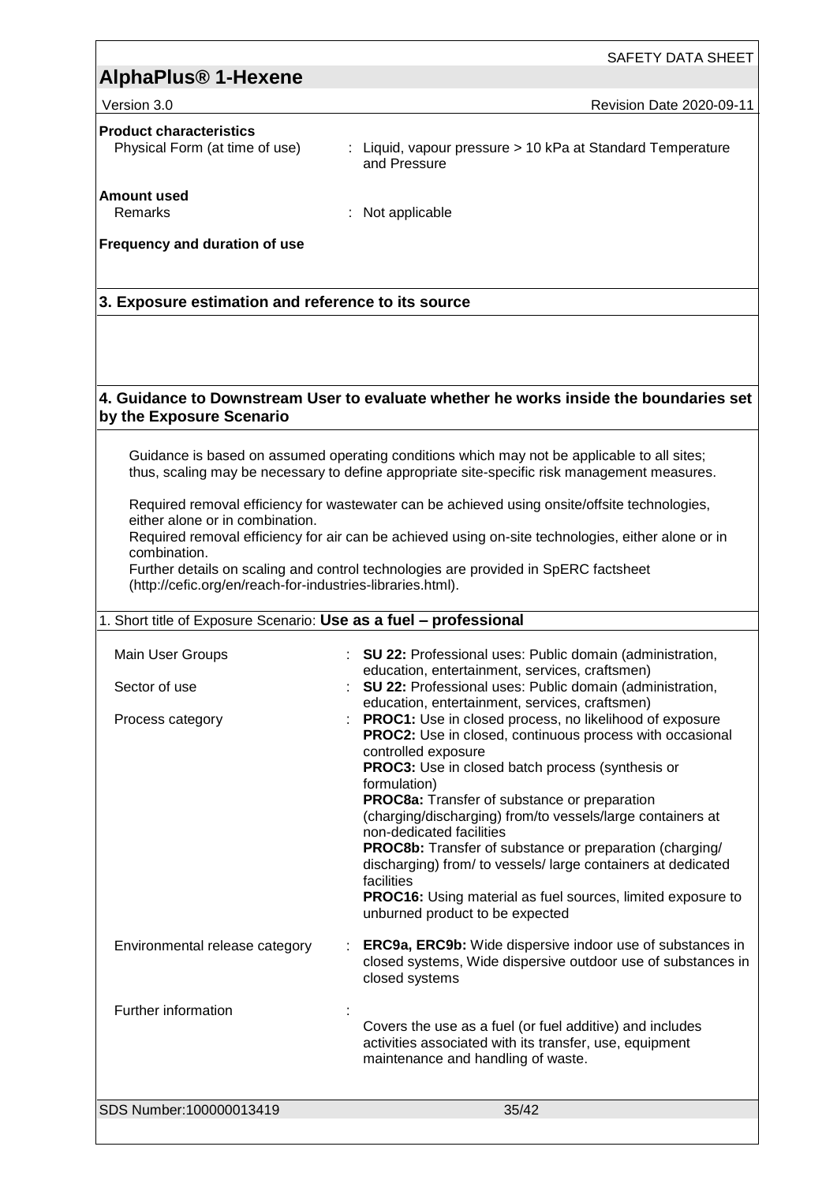**Product characteristics**

| | |
|---|---|
| Physical Form (at time of use) | : Liquid, vapour pressure > 10 kPa at Standard Temperature and Pressure |

**Amount used**

| | |
|---|---|
| Remarks | : Not applicable |

**Frequency and duration of use**

## 3. Exposure estimation and reference to its source

## 4. Guidance to Downstream User to evaluate whether he works inside the boundaries set by the Exposure Scenario

Guidance is based on assumed operating conditions which may not be applicable to all sites; thus, scaling may be necessary to define appropriate site-specific risk management measures.

Required removal efficiency for wastewater can be achieved using onsite/offsite technologies, either alone or in combination.
Required removal efficiency for air can be achieved using on-site technologies, either alone or in combination.
Further details on scaling and control technologies are provided in SpERC factsheet (http://cefic.org/en/reach-for-industries-libraries.html).

1. Short title of Exposure Scenario: **Use as a fuel – professional**

| | |
|---|---|
| Main User Groups | : **SU 22:** Professional uses: Public domain (administration, education, entertainment, services, craftsmen) |
| Sector of use | : **SU 22:** Professional uses: Public domain (administration, education, entertainment, services, craftsmen) |
| Process category | : **PROC1:** Use in closed process, no likelihood of exposure<br>**PROC2:** Use in closed, continuous process with occasional controlled exposure<br>**PROC3:** Use in closed batch process (synthesis or formulation)<br>**PROC8a:** Transfer of substance or preparation (charging/discharging) from/to vessels/large containers at non-dedicated facilities<br>**PROC8b:** Transfer of substance or preparation (charging/ discharging) from/ to vessels/ large containers at dedicated facilities<br>**PROC16:** Using material as fuel sources, limited exposure to unburned product to be expected |
| Environmental release category | : **ERC9a, ERC9b:** Wide dispersive indoor use of substances in closed systems, Wide dispersive outdoor use of substances in closed systems |
| Further information | : Covers the use as a fuel (or fuel additive) and includes activities associated with its transfer, use, equipment maintenance and handling of waste. |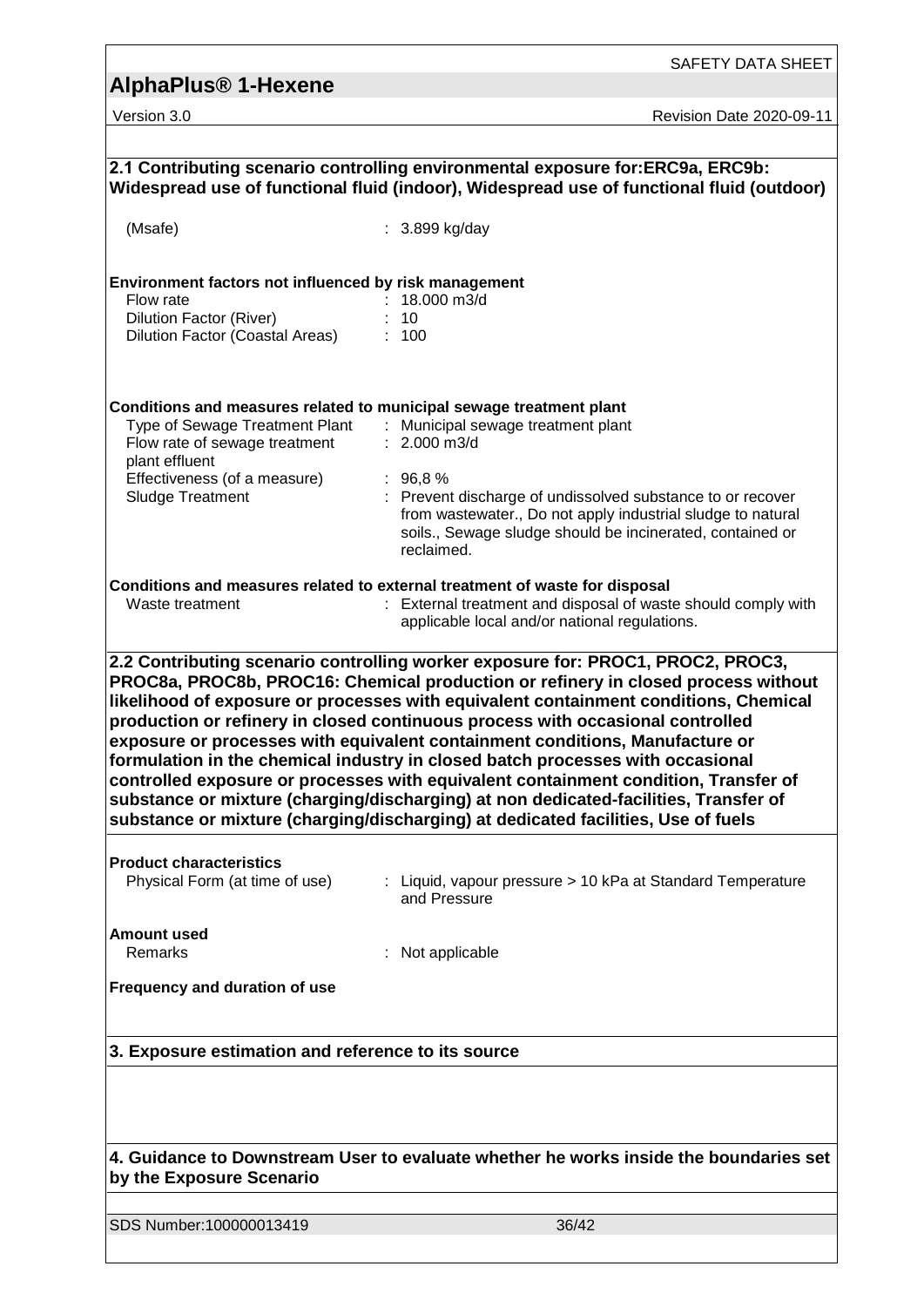## 2.1 Contributing scenario controlling environmental exposure for:ERC9a, ERC9b: Widespread use of functional fluid (indoor), Widespread use of functional fluid (outdoor)

| | |
|---|---|
| (Msafe) | : 3.899 kg/day |

**Environment factors not influenced by risk management**

| | |
|---|---|
| Flow rate | : 18.000 m3/d |
| Dilution Factor (River) | : 10 |
| Dilution Factor (Coastal Areas) | : 100 |

**Conditions and measures related to municipal sewage treatment plant**

| | |
|---|---|
| Type of Sewage Treatment Plant | : Municipal sewage treatment plant |
| Flow rate of sewage treatment plant effluent | : 2.000 m3/d |
| Effectiveness (of a measure) | : 96,8 % |
| Sludge Treatment | : Prevent discharge of undissolved substance to or recover from wastewater., Do not apply industrial sludge to natural soils., Sewage sludge should be incinerated, contained or reclaimed. |

**Conditions and measures related to external treatment of waste for disposal**

| | |
|---|---|
| Waste treatment | : External treatment and disposal of waste should comply with applicable local and/or national regulations. |

## 2.2 Contributing scenario controlling worker exposure for: PROC1, PROC2, PROC3, PROC8a, PROC8b, PROC16: Chemical production or refinery in closed process without likelihood of exposure or processes with equivalent containment conditions, Chemical production or refinery in closed continuous process with occasional controlled exposure or processes with equivalent containment conditions, Manufacture or formulation in the chemical industry in closed batch processes with occasional controlled exposure or processes with equivalent containment condition, Transfer of substance or mixture (charging/discharging) at non dedicated-facilities, Transfer of substance or mixture (charging/discharging) at dedicated facilities, Use of fuels

**Product characteristics**

| | |
|---|---|
| Physical Form (at time of use) | : Liquid, vapour pressure > 10 kPa at Standard Temperature and Pressure |

**Amount used**

| | |
|---|---|
| Remarks | : Not applicable |

**Frequency and duration of use**

## 3. Exposure estimation and reference to its source

## 4. Guidance to Downstream User to evaluate whether he works inside the boundaries set by the Exposure Scenario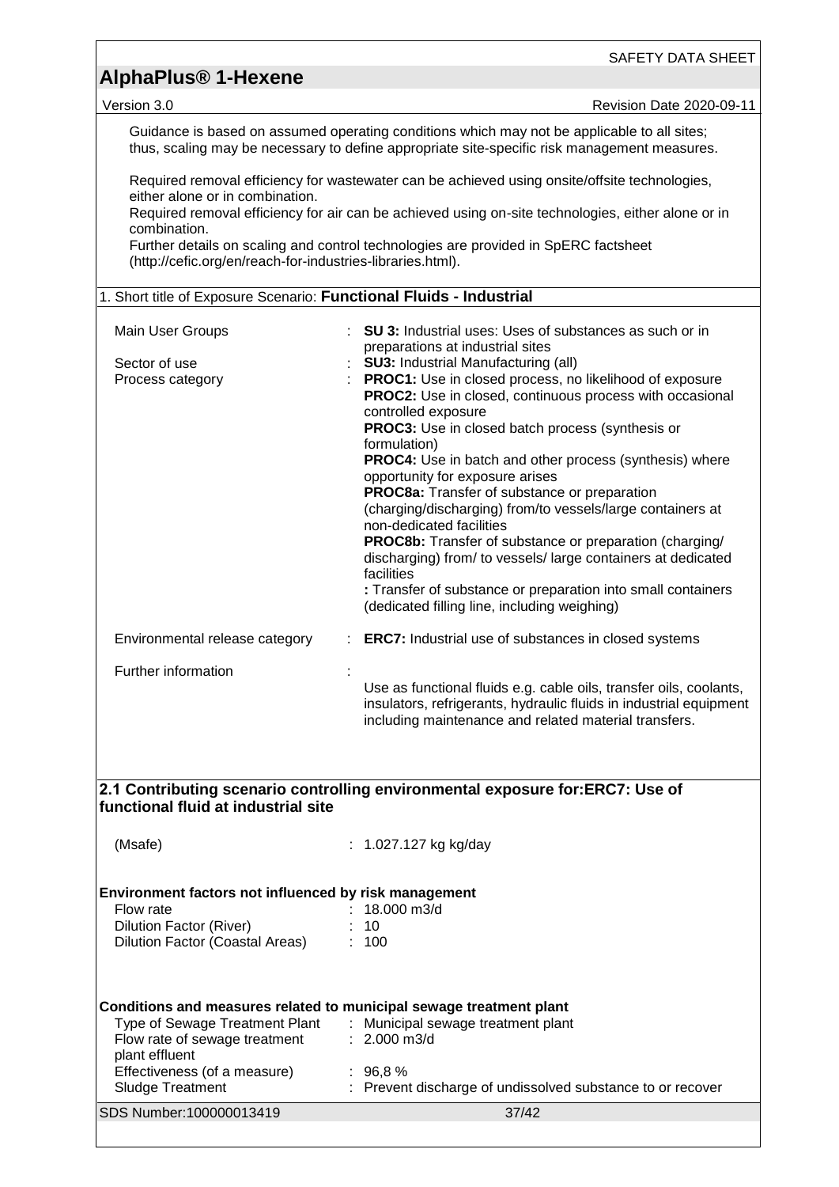Guidance is based on assumed operating conditions which may not be applicable to all sites; thus, scaling may be necessary to define appropriate site-specific risk management measures.

Required removal efficiency for wastewater can be achieved using onsite/offsite technologies, either alone or in combination.
Required removal efficiency for air can be achieved using on-site technologies, either alone or in combination.
Further details on scaling and control technologies are provided in SpERC factsheet (http://cefic.org/en/reach-for-industries-libraries.html).

## 1. Short title of Exposure Scenario: **Functional Fluids - Industrial**

| | | |
|---|---|---|
| Main User Groups | : | **SU 3:** Industrial uses: Uses of substances as such or in preparations at industrial sites |
| Sector of use | : | **SU3:** Industrial Manufacturing (all) |
| Process category | : | **PROC1:** Use in closed process, no likelihood of exposure<br>**PROC2:** Use in closed, continuous process with occasional controlled exposure<br>**PROC3:** Use in closed batch process (synthesis or formulation)<br>**PROC4:** Use in batch and other process (synthesis) where opportunity for exposure arises<br>**PROC8a:** Transfer of substance or preparation (charging/discharging) from/to vessels/large containers at non-dedicated facilities<br>**PROC8b:** Transfer of substance or preparation (charging/ discharging) from/ to vessels/ large containers at dedicated facilities<br>**:** Transfer of substance or preparation into small containers (dedicated filling line, including weighing) |
| Environmental release category | : | **ERC7:** Industrial use of substances in closed systems |
| Further information | : | Use as functional fluids e.g. cable oils, transfer oils, coolants, insulators, refrigerants, hydraulic fluids in industrial equipment including maintenance and related material transfers. |

## 2.1 Contributing scenario controlling environmental exposure for:ERC7: Use of functional fluid at industrial site

| | | |
|---|---|---|
| (Msafe) | : | 1.027.127 kg kg/day |

**Environment factors not influenced by risk management**

| | | |
|---|---|---|
| Flow rate | : | 18.000 m3/d |
| Dilution Factor (River) | : | 10 |
| Dilution Factor (Coastal Areas) | : | 100 |

**Conditions and measures related to municipal sewage treatment plant**

| | | |
|---|---|---|
| Type of Sewage Treatment Plant | : | Municipal sewage treatment plant |
| Flow rate of sewage treatment plant effluent | : | 2.000 m3/d |
| Effectiveness (of a measure) | : | 96,8 % |
| Sludge Treatment | : | Prevent discharge of undissolved substance to or recover |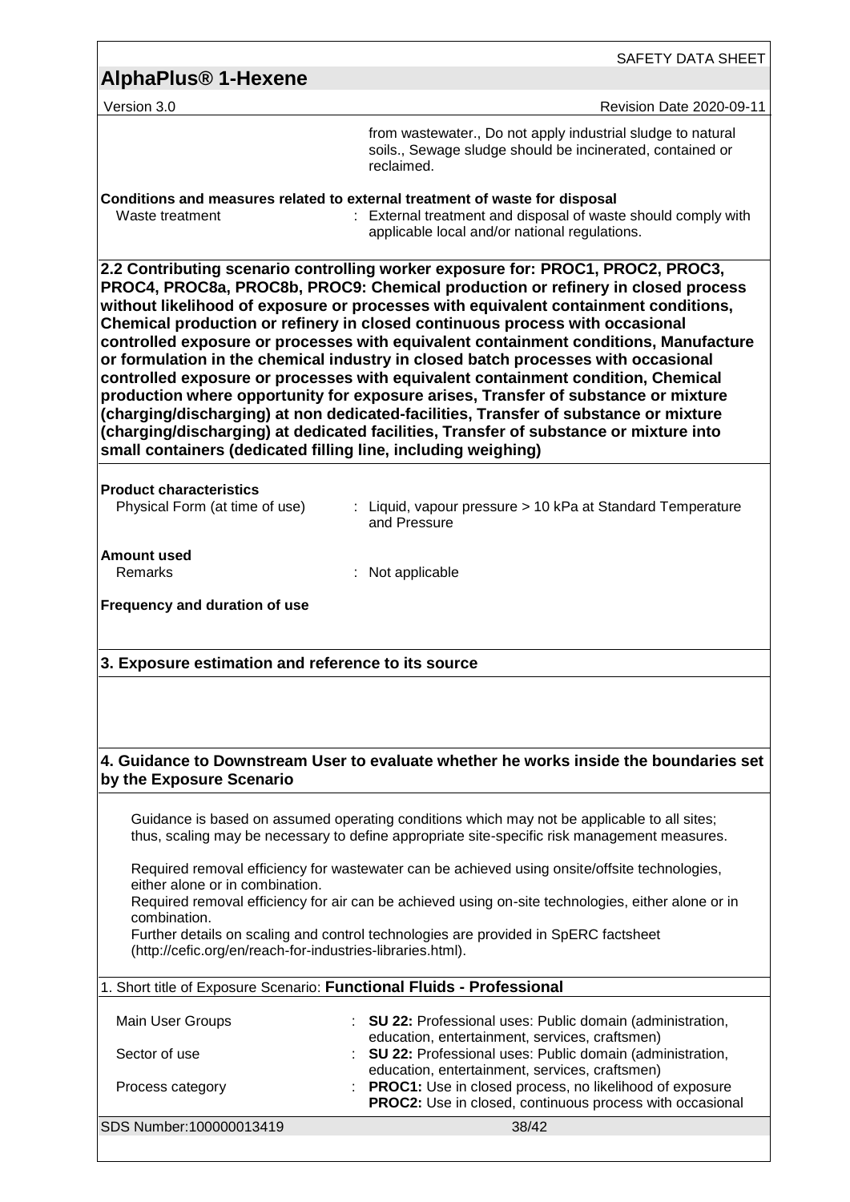| | |
|---|---|
| | from wastewater., Do not apply industrial sludge to natural soils., Sewage sludge should be incinerated, contained or reclaimed. |

**Conditions and measures related to external treatment of waste for disposal**

| | |
|---|---|
| Waste treatment | : External treatment and disposal of waste should comply with applicable local and/or national regulations. |

**2.2 Contributing scenario controlling worker exposure for: PROC1, PROC2, PROC3, PROC4, PROC8a, PROC8b, PROC9: Chemical production or refinery in closed process without likelihood of exposure or processes with equivalent containment conditions, Chemical production or refinery in closed continuous process with occasional controlled exposure or processes with equivalent containment conditions, Manufacture or formulation in the chemical industry in closed batch processes with occasional controlled exposure or processes with equivalent containment condition, Chemical production where opportunity for exposure arises, Transfer of substance or mixture (charging/discharging) at non dedicated-facilities, Transfer of substance or mixture (charging/discharging) at dedicated facilities, Transfer of substance or mixture into small containers (dedicated filling line, including weighing)**

**Product characteristics**

| | |
|---|---|
| Physical Form (at time of use) | : Liquid, vapour pressure > 10 kPa at Standard Temperature and Pressure |

**Amount used**

| | |
|---|---|
| Remarks | : Not applicable |

**Frequency and duration of use**

**3. Exposure estimation and reference to its source**

**4. Guidance to Downstream User to evaluate whether he works inside the boundaries set by the Exposure Scenario**

Guidance is based on assumed operating conditions which may not be applicable to all sites; thus, scaling may be necessary to define appropriate site-specific risk management measures.

Required removal efficiency for wastewater can be achieved using onsite/offsite technologies, either alone or in combination.
Required removal efficiency for air can be achieved using on-site technologies, either alone or in combination.
Further details on scaling and control technologies are provided in SpERC factsheet (http://cefic.org/en/reach-for-industries-libraries.html).

1. Short title of Exposure Scenario: **Functional Fluids - Professional**

| | |
|---|---|
| Main User Groups | : **SU 22:** Professional uses: Public domain (administration, education, entertainment, services, craftsmen) |
| Sector of use | : **SU 22:** Professional uses: Public domain (administration, education, entertainment, services, craftsmen) |
| Process category | : **PROC1:** Use in closed process, no likelihood of exposure<br>**PROC2:** Use in closed, continuous process with occasional |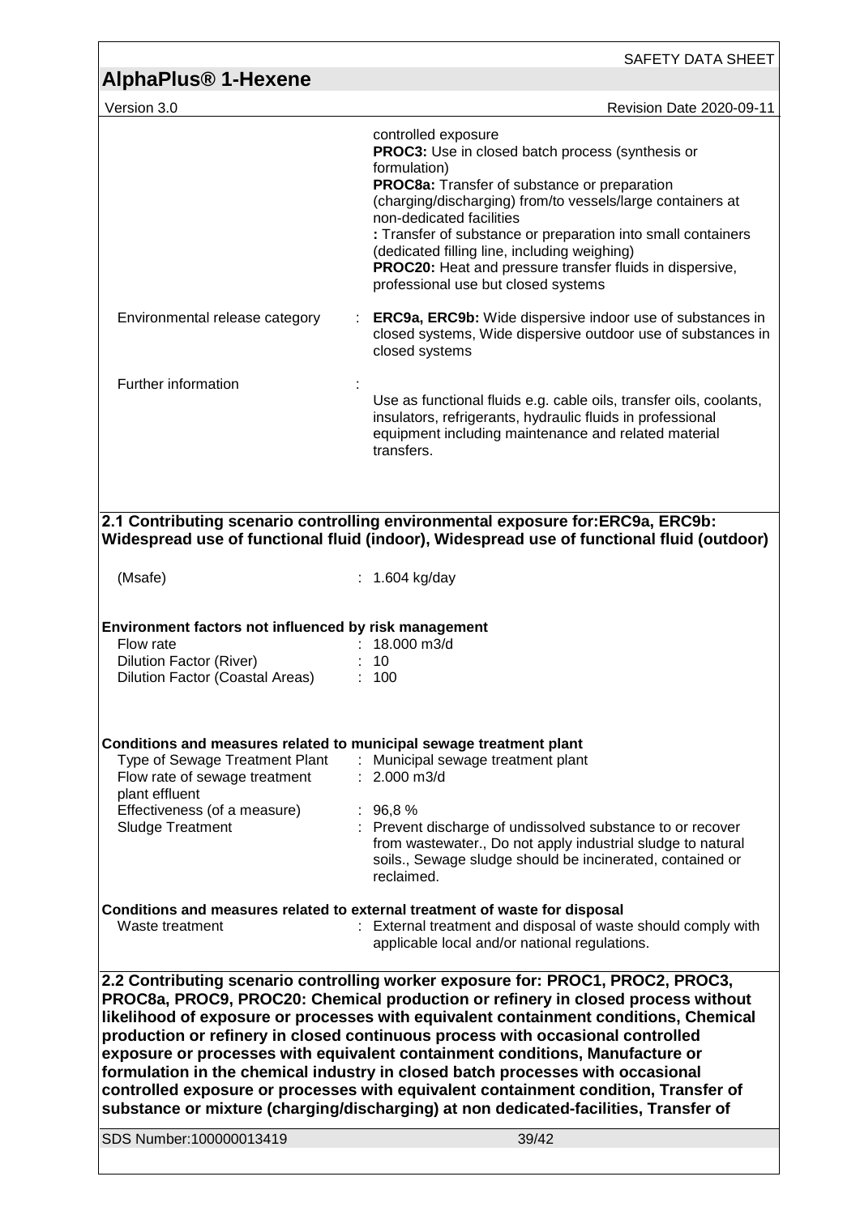| | |
|---|---|
| | controlled exposure<br>**PROC3:** Use in closed batch process (synthesis or formulation)<br>**PROC8a:** Transfer of substance or preparation (charging/discharging) from/to vessels/large containers at non-dedicated facilities<br>**:** Transfer of substance or preparation into small containers (dedicated filling line, including weighing)<br>**PROC20:** Heat and pressure transfer fluids in dispersive, professional use but closed systems |
| Environmental release category | : **ERC9a, ERC9b:** Wide dispersive indoor use of substances in closed systems, Wide dispersive outdoor use of substances in closed systems |
| Further information | : Use as functional fluids e.g. cable oils, transfer oils, coolants, insulators, refrigerants, hydraulic fluids in professional equipment including maintenance and related material transfers. |

## 2.1 Contributing scenario controlling environmental exposure for:ERC9a, ERC9b: Widespread use of functional fluid (indoor), Widespread use of functional fluid (outdoor)

| | |
|---|---|
| (Msafe) | : 1.604 kg/day |

**Environment factors not influenced by risk management**

| | |
|---|---|
| Flow rate | : 18.000 m3/d |
| Dilution Factor (River) | : 10 |
| Dilution Factor (Coastal Areas) | : 100 |

**Conditions and measures related to municipal sewage treatment plant**

| | |
|---|---|
| Type of Sewage Treatment Plant | : Municipal sewage treatment plant |
| Flow rate of sewage treatment plant effluent | : 2.000 m3/d |
| Effectiveness (of a measure) | : 96,8 % |
| Sludge Treatment | : Prevent discharge of undissolved substance to or recover from wastewater., Do not apply industrial sludge to natural soils., Sewage sludge should be incinerated, contained or reclaimed. |

**Conditions and measures related to external treatment of waste for disposal**

| | |
|---|---|
| Waste treatment | : External treatment and disposal of waste should comply with applicable local and/or national regulations. |

## 2.2 Contributing scenario controlling worker exposure for: PROC1, PROC2, PROC3, PROC8a, PROC9, PROC20: Chemical production or refinery in closed process without likelihood of exposure or processes with equivalent containment conditions, Chemical production or refinery in closed continuous process with occasional controlled exposure or processes with equivalent containment conditions, Manufacture or formulation in the chemical industry in closed batch processes with occasional controlled exposure or processes with equivalent containment condition, Transfer of substance or mixture (charging/discharging) at non dedicated-facilities, Transfer of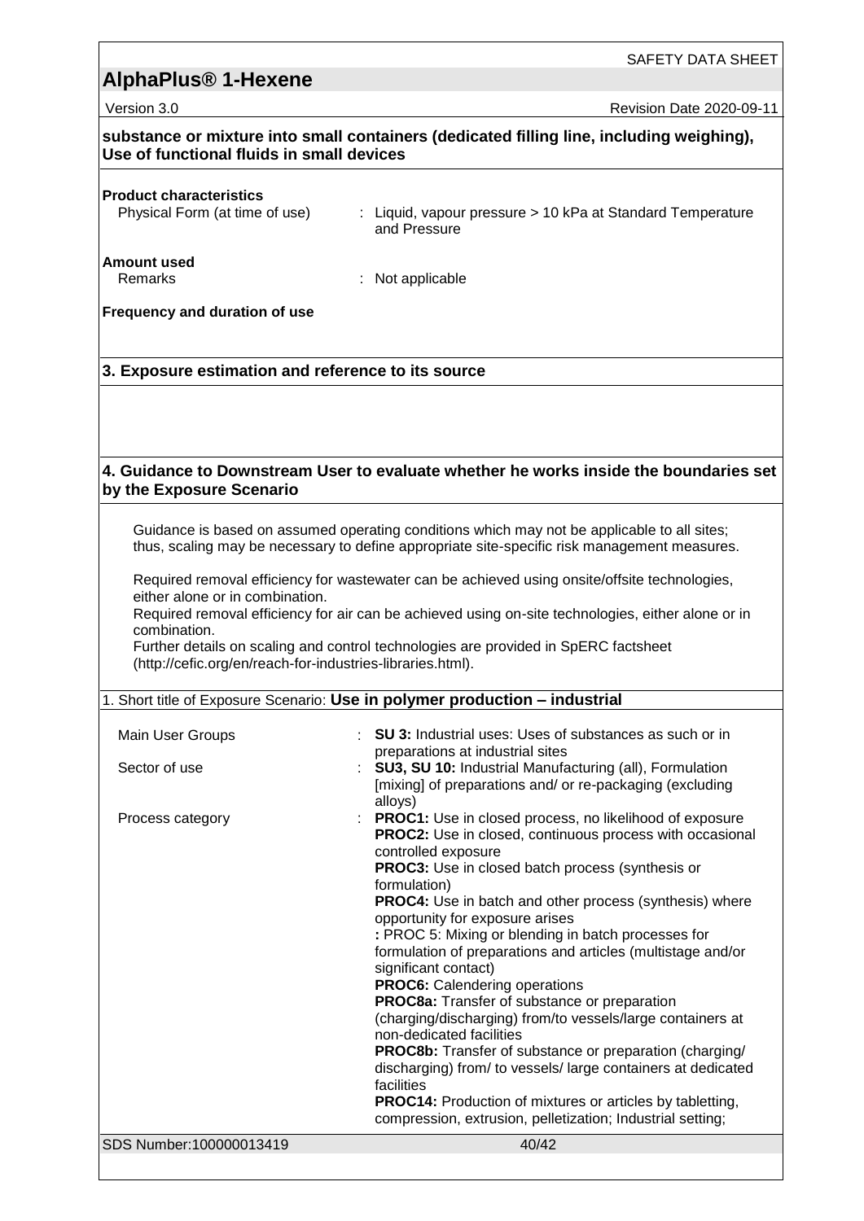**substance or mixture into small containers (dedicated filling line, including weighing), Use of functional fluids in small devices**

**Product characteristics**

Physical Form (at time of use) : Liquid, vapour pressure > 10 kPa at Standard Temperature and Pressure

**Amount used**

Remarks : Not applicable

**Frequency and duration of use**

## 3. Exposure estimation and reference to its source

## 4. Guidance to Downstream User to evaluate whether he works inside the boundaries set by the Exposure Scenario

Guidance is based on assumed operating conditions which may not be applicable to all sites; thus, scaling may be necessary to define appropriate site-specific risk management measures.

Required removal efficiency for wastewater can be achieved using onsite/offsite technologies, either alone or in combination.
Required removal efficiency for air can be achieved using on-site technologies, either alone or in combination.
Further details on scaling and control technologies are provided in SpERC factsheet (http://cefic.org/en/reach-for-industries-libraries.html).

1. Short title of Exposure Scenario: **Use in polymer production – industrial**

Main User Groups : **SU 3:** Industrial uses: Uses of substances as such or in preparations at industrial sites

Sector of use : **SU3, SU 10:** Industrial Manufacturing (all), Formulation [mixing] of preparations and/ or re-packaging (excluding alloys)

Process category : **PROC1:** Use in closed process, no likelihood of exposure
**PROC2:** Use in closed, continuous process with occasional controlled exposure
**PROC3:** Use in closed batch process (synthesis or formulation)
**PROC4:** Use in batch and other process (synthesis) where opportunity for exposure arises
**:** PROC 5: Mixing or blending in batch processes for formulation of preparations and articles (multistage and/or significant contact)
**PROC6:** Calendering operations
**PROC8a:** Transfer of substance or preparation (charging/discharging) from/to vessels/large containers at non-dedicated facilities
**PROC8b:** Transfer of substance or preparation (charging/ discharging) from/ to vessels/ large containers at dedicated facilities
**PROC14:** Production of mixtures or articles by tabletting, compression, extrusion, pelletization; Industrial setting;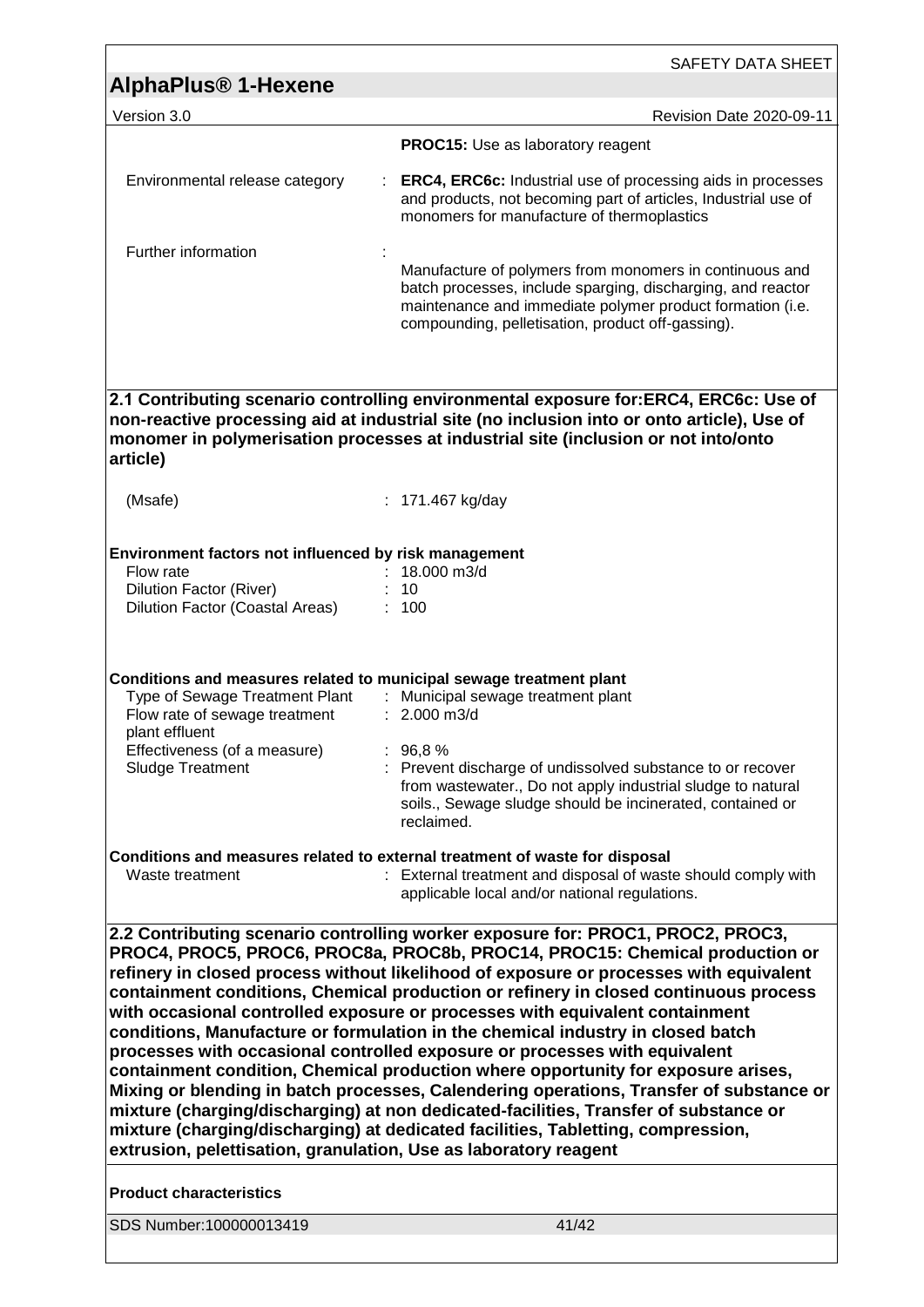| | |
|---|---|
| | **PROC15:** Use as laboratory reagent |
| Environmental release category | : **ERC4, ERC6c:** Industrial use of processing aids in processes and products, not becoming part of articles, Industrial use of monomers for manufacture of thermoplastics |
| Further information | : Manufacture of polymers from monomers in continuous and batch processes, include sparging, discharging, and reactor maintenance and immediate polymer product formation (i.e. compounding, pelletisation, product off-gassing). |

**2.1 Contributing scenario controlling environmental exposure for:ERC4, ERC6c: Use of non-reactive processing aid at industrial site (no inclusion into or onto article), Use of monomer in polymerisation processes at industrial site (inclusion or not into/onto article)**

| | |
|---|---|
| (Msafe) | : 171.467 kg/day |

**Environment factors not influenced by risk management**

| | |
|---|---|
| Flow rate | : 18.000 m3/d |
| Dilution Factor (River) | : 10 |
| Dilution Factor (Coastal Areas) | : 100 |

**Conditions and measures related to municipal sewage treatment plant**

| | |
|---|---|
| Type of Sewage Treatment Plant | : Municipal sewage treatment plant |
| Flow rate of sewage treatment plant effluent | : 2.000 m3/d |
| Effectiveness (of a measure) | : 96,8 % |
| Sludge Treatment | : Prevent discharge of undissolved substance to or recover from wastewater., Do not apply industrial sludge to natural soils., Sewage sludge should be incinerated, contained or reclaimed. |

**Conditions and measures related to external treatment of waste for disposal**

| | |
|---|---|
| Waste treatment | : External treatment and disposal of waste should comply with applicable local and/or national regulations. |

**2.2 Contributing scenario controlling worker exposure for: PROC1, PROC2, PROC3, PROC4, PROC5, PROC6, PROC8a, PROC8b, PROC14, PROC15: Chemical production or refinery in closed process without likelihood of exposure or processes with equivalent containment conditions, Chemical production or refinery in closed continuous process with occasional controlled exposure or processes with equivalent containment conditions, Manufacture or formulation in the chemical industry in closed batch processes with occasional controlled exposure or processes with equivalent containment condition, Chemical production where opportunity for exposure arises, Mixing or blending in batch processes, Calendering operations, Transfer of substance or mixture (charging/discharging) at non dedicated-facilities, Transfer of substance or mixture (charging/discharging) at dedicated facilities, Tabletting, compression, extrusion, pelettisation, granulation, Use as laboratory reagent**

**Product characteristics**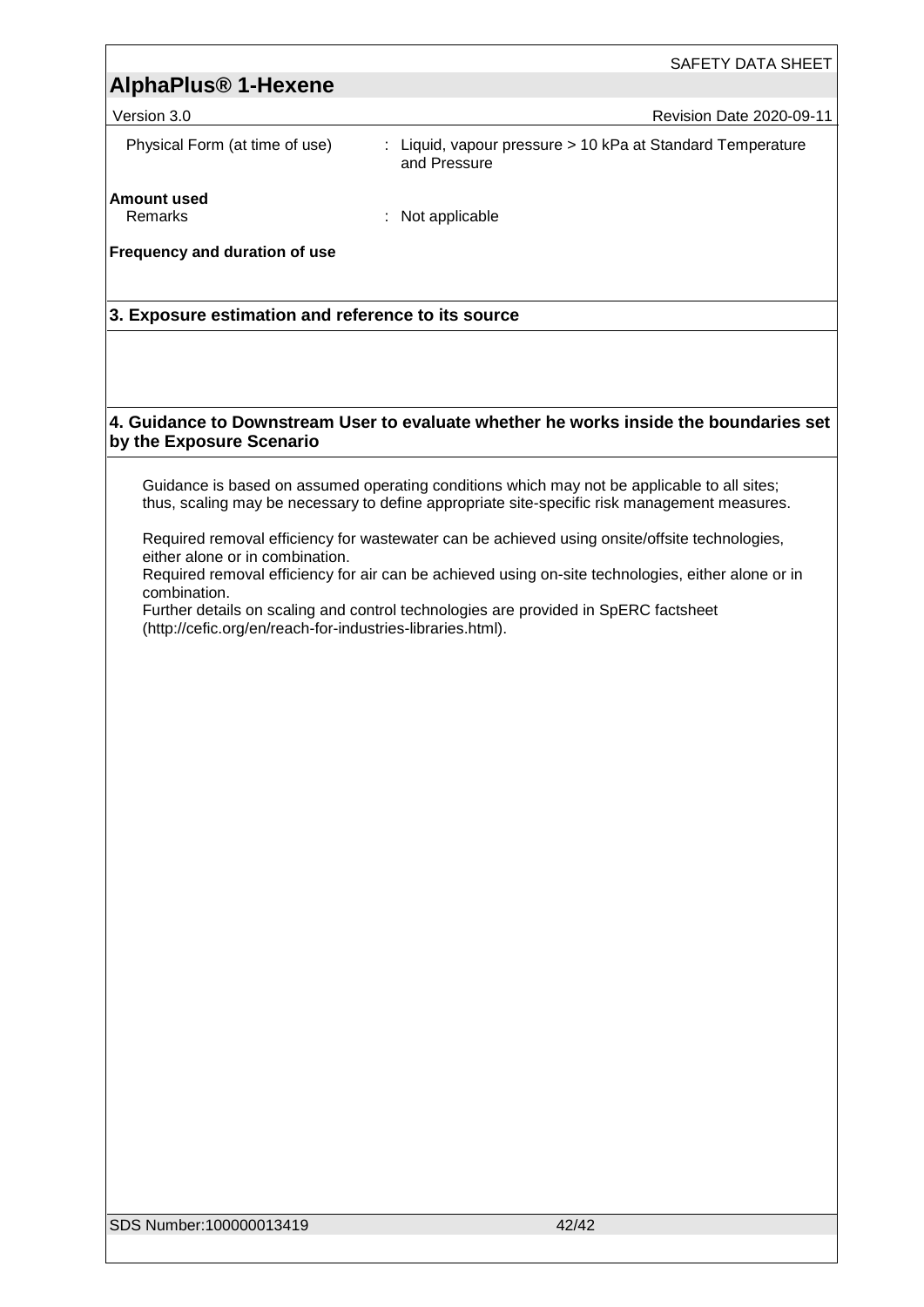Physical Form (at time of use) : Liquid, vapour pressure > 10 kPa at Standard Temperature and Pressure

**Amount used**

Remarks : Not applicable

**Frequency and duration of use**

## 3. Exposure estimation and reference to its source

## 4. Guidance to Downstream User to evaluate whether he works inside the boundaries set by the Exposure Scenario

Guidance is based on assumed operating conditions which may not be applicable to all sites; thus, scaling may be necessary to define appropriate site-specific risk management measures.

Required removal efficiency for wastewater can be achieved using onsite/offsite technologies, either alone or in combination.
Required removal efficiency for air can be achieved using on-site technologies, either alone or in combination.
Further details on scaling and control technologies are provided in SpERC factsheet (http://cefic.org/en/reach-for-industries-libraries.html).